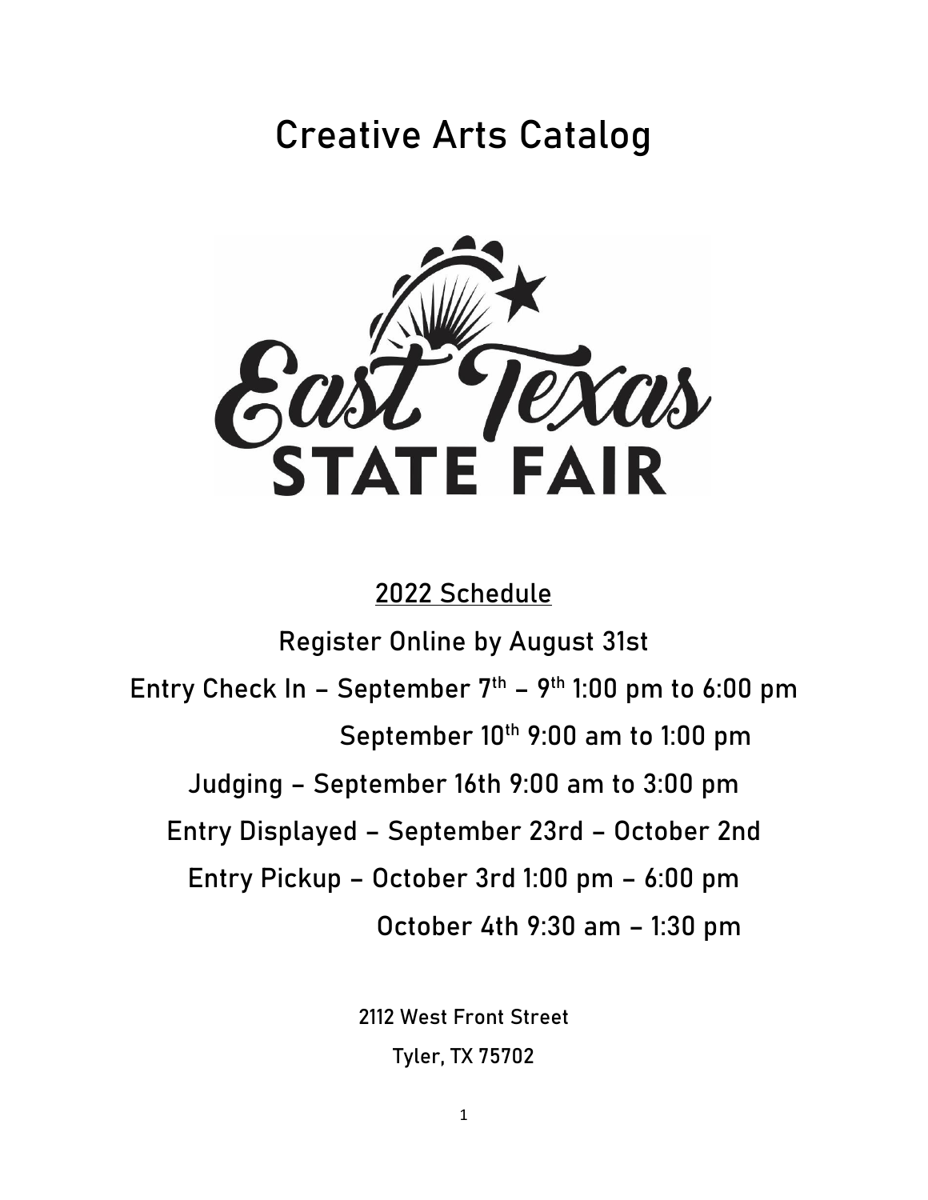# Creative Arts Catalog

East Texas STATE FAIR

## 2022 Schedule

Register Online by August 31st

Entry Check In – September 7th – 9th 1:00 pm to 6:00 pm

September 10th 9:00 am to 1:00 pm

Judging – September 16th 9:00 am to 3:00 pm

Entry Displayed – September 23rd – October 2nd

Entry Pickup – October 3rd 1:00 pm – 6:00 pm

October 4th 9:30 am – 1:30 pm

2112 West Front Street

Tyler, TX 75702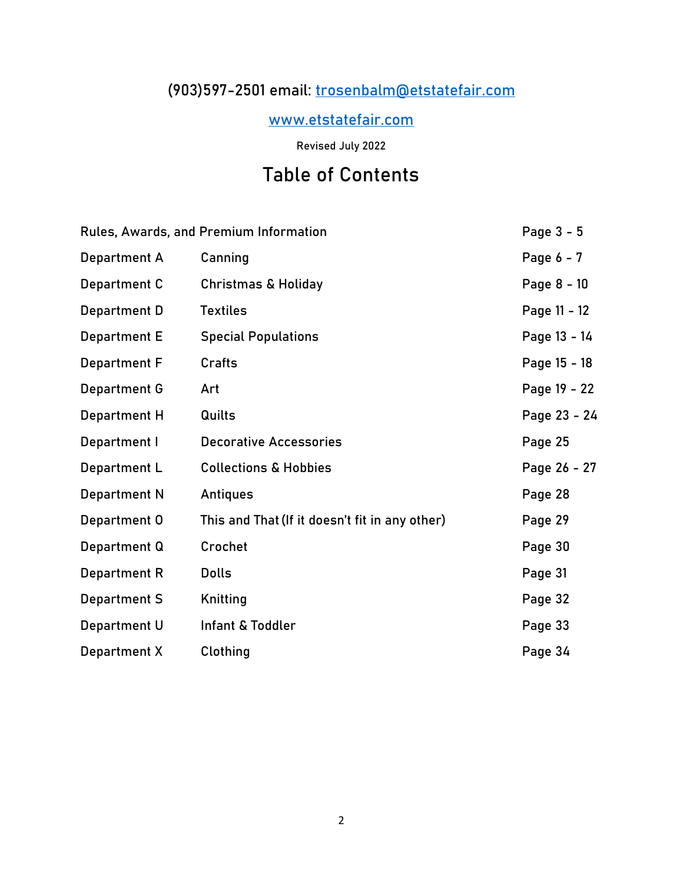(903)597-2501 email: trosenbalm@etstatefair.com

www.etstatefair.com

Revised July 2022

# Table of Contents

| | | |
|---|---|---|
| Rules, Awards, and Premium Information | | Page 3 - 5 |
| Department A | Canning | Page 6 - 7 |
| Department C | Christmas & Holiday | Page 8 - 10 |
| Department D | Textiles | Page 11 - 12 |
| Department E | Special Populations | Page 13 - 14 |
| Department F | Crafts | Page 15 - 18 |
| Department G | Art | Page 19 - 22 |
| Department H | Quilts | Page 23 - 24 |
| Department I | Decorative Accessories | Page 25 |
| Department L | Collections & Hobbies | Page 26 - 27 |
| Department N | Antiques | Page 28 |
| Department O | This and That (If it doesn't fit in any other) | Page 29 |
| Department Q | Crochet | Page 30 |
| Department R | Dolls | Page 31 |
| Department S | Knitting | Page 32 |
| Department U | Infant & Toddler | Page 33 |
| Department X | Clothing | Page 34 |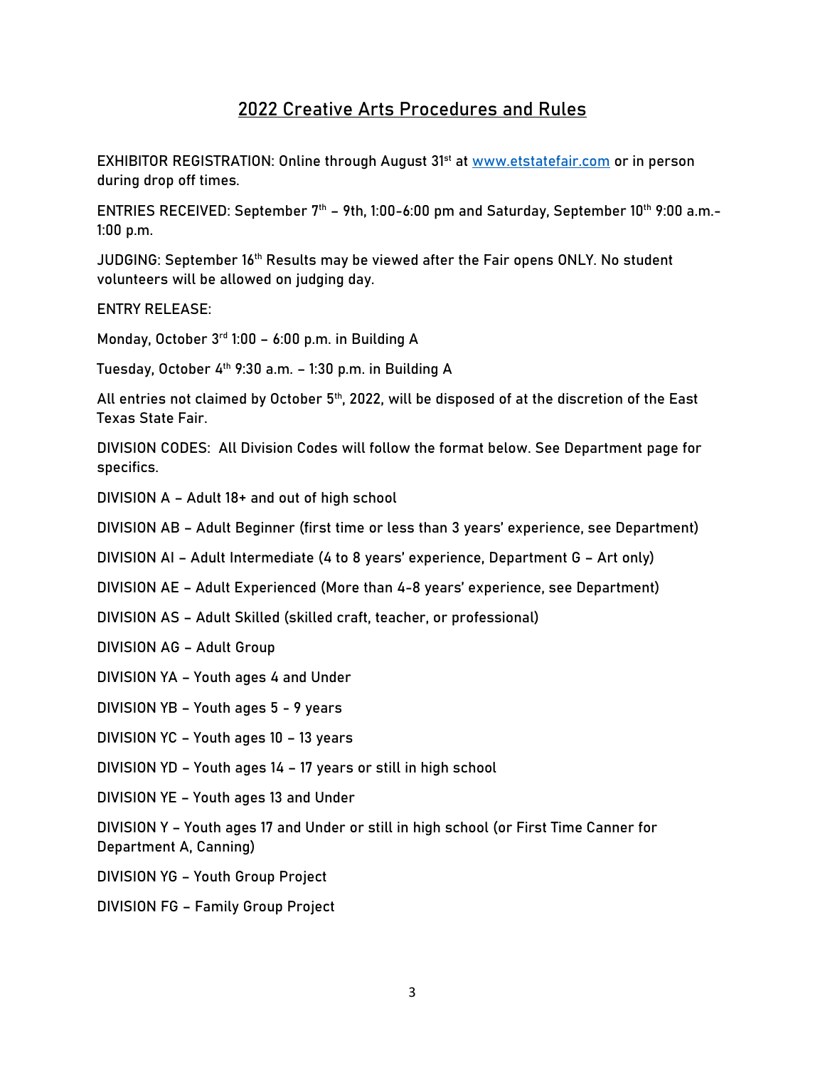## 2022 Creative Arts Procedures and Rules

EXHIBITOR REGISTRATION: Online through August 31st at [www.etstatefair.com](http://www.etstatefair.com) or in person during drop off times.

ENTRIES RECEIVED: September 7th – 9th, 1:00-6:00 pm and Saturday, September 10th 9:00 a.m.-1:00 p.m.

JUDGING: September 16th Results may be viewed after the Fair opens ONLY. No student volunteers will be allowed on judging day.

ENTRY RELEASE:

Monday, October 3rd 1:00 – 6:00 p.m. in Building A

Tuesday, October 4th 9:30 a.m. – 1:30 p.m. in Building A

All entries not claimed by October 5th, 2022, will be disposed of at the discretion of the East Texas State Fair.

DIVISION CODES: All Division Codes will follow the format below. See Department page for specifics.

DIVISION A – Adult 18+ and out of high school

DIVISION AB – Adult Beginner (first time or less than 3 years' experience, see Department)

DIVISION AI – Adult Intermediate (4 to 8 years' experience, Department G – Art only)

DIVISION AE – Adult Experienced (More than 4-8 years' experience, see Department)

DIVISION AS – Adult Skilled (skilled craft, teacher, or professional)

DIVISION AG – Adult Group

DIVISION YA – Youth ages 4 and Under

DIVISION YB – Youth ages 5 - 9 years

DIVISION YC – Youth ages 10 – 13 years

DIVISION YD – Youth ages 14 – 17 years or still in high school

DIVISION YE – Youth ages 13 and Under

DIVISION Y – Youth ages 17 and Under or still in high school (or First Time Canner for Department A, Canning)

DIVISION YG – Youth Group Project

DIVISION FG – Family Group Project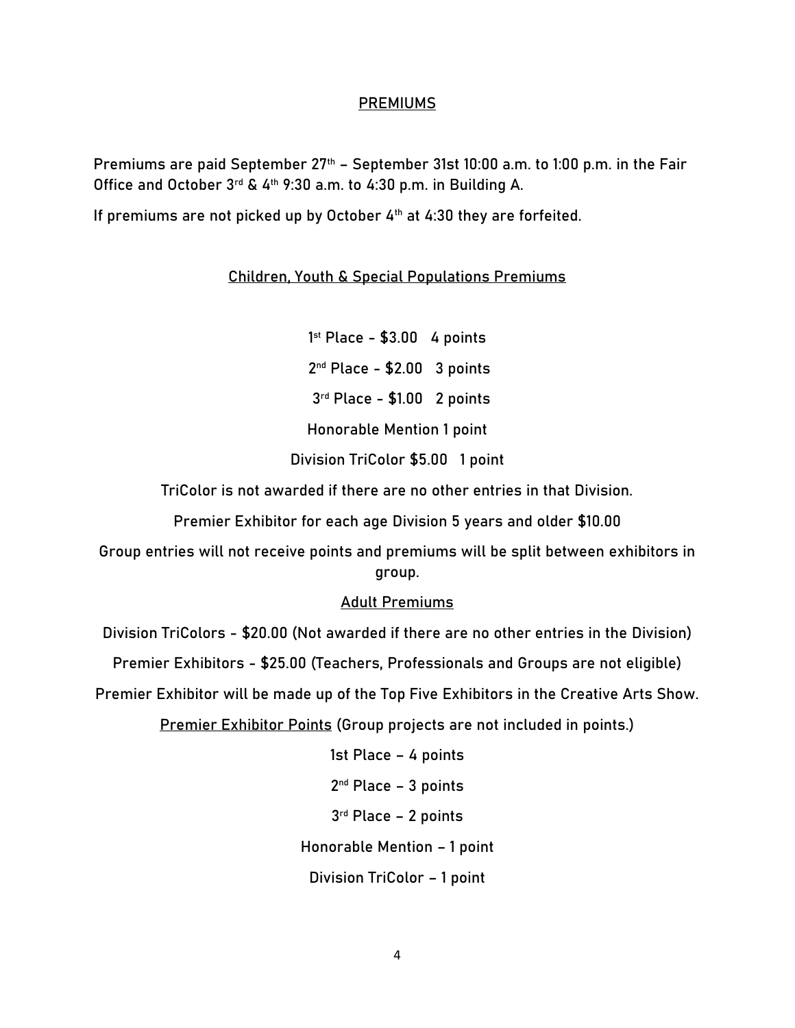## PREMIUMS

Premiums are paid September 27th – September 31st 10:00 a.m. to 1:00 p.m. in the Fair Office and October 3rd & 4th 9:30 a.m. to 4:30 p.m. in Building A.

If premiums are not picked up by October 4th at 4:30 they are forfeited.

### Children, Youth & Special Populations Premiums

1st Place - $3.00   4 points

2nd Place - $2.00   3 points

3rd Place - $1.00   2 points

Honorable Mention 1 point

Division TriColor $5.00   1 point

TriColor is not awarded if there are no other entries in that Division.

Premier Exhibitor for each age Division 5 years and older $10.00

Group entries will not receive points and premiums will be split between exhibitors in group.

### Adult Premiums

Division TriColors - $20.00 (Not awarded if there are no other entries in the Division)

Premier Exhibitors - $25.00 (Teachers, Professionals and Groups are not eligible)

Premier Exhibitor will be made up of the Top Five Exhibitors in the Creative Arts Show.

Premier Exhibitor Points (Group projects are not included in points.)

1st Place – 4 points

2nd Place – 3 points

3rd Place – 2 points

Honorable Mention – 1 point

Division TriColor – 1 point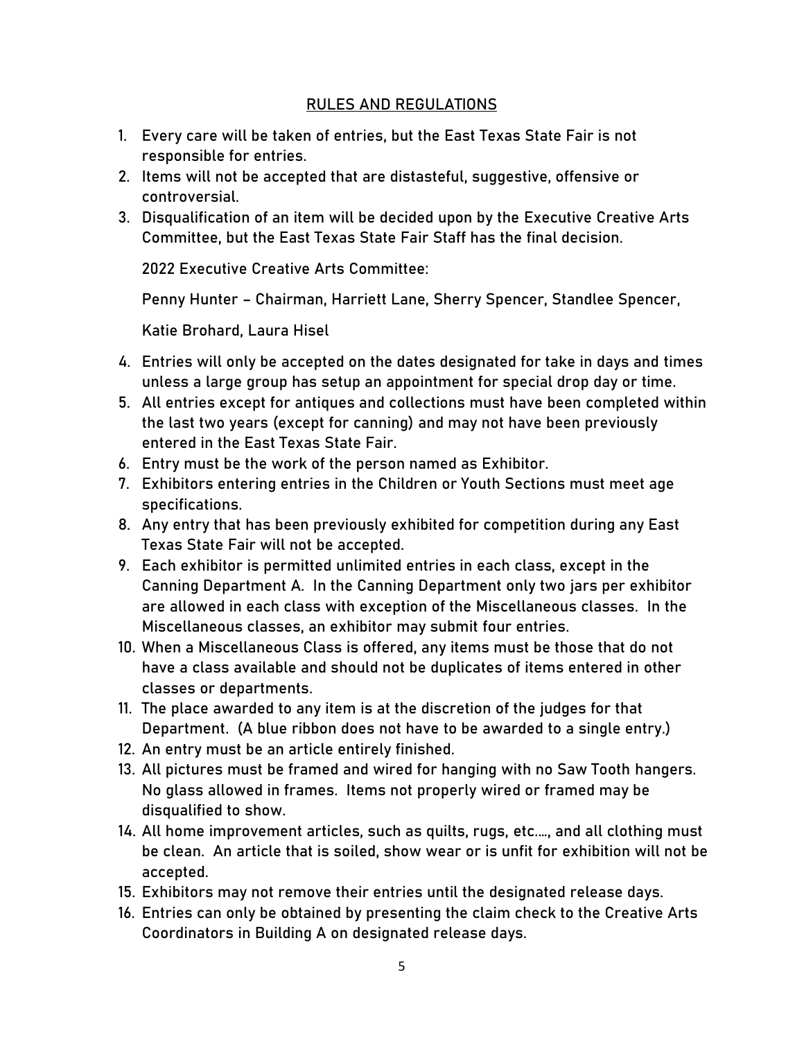## RULES AND REGULATIONS

1. Every care will be taken of entries, but the East Texas State Fair is not responsible for entries.
2. Items will not be accepted that are distasteful, suggestive, offensive or controversial.
3. Disqualification of an item will be decided upon by the Executive Creative Arts Committee, but the East Texas State Fair Staff has the final decision.

   2022 Executive Creative Arts Committee:

   Penny Hunter – Chairman, Harriett Lane, Sherry Spencer, Standlee Spencer,

   Katie Brohard, Laura Hisel

4. Entries will only be accepted on the dates designated for take in days and times unless a large group has setup an appointment for special drop day or time.
5. All entries except for antiques and collections must have been completed within the last two years (except for canning) and may not have been previously entered in the East Texas State Fair.
6. Entry must be the work of the person named as Exhibitor.
7. Exhibitors entering entries in the Children or Youth Sections must meet age specifications.
8. Any entry that has been previously exhibited for competition during any East Texas State Fair will not be accepted.
9. Each exhibitor is permitted unlimited entries in each class, except in the Canning Department A. In the Canning Department only two jars per exhibitor are allowed in each class with exception of the Miscellaneous classes. In the Miscellaneous classes, an exhibitor may submit four entries.
10. When a Miscellaneous Class is offered, any items must be those that do not have a class available and should not be duplicates of items entered in other classes or departments.
11. The place awarded to any item is at the discretion of the judges for that Department. (A blue ribbon does not have to be awarded to a single entry.)
12. An entry must be an article entirely finished.
13. All pictures must be framed and wired for hanging with no Saw Tooth hangers. No glass allowed in frames. Items not properly wired or framed may be disqualified to show.
14. All home improvement articles, such as quilts, rugs, etc…., and all clothing must be clean. An article that is soiled, show wear or is unfit for exhibition will not be accepted.
15. Exhibitors may not remove their entries until the designated release days.
16. Entries can only be obtained by presenting the claim check to the Creative Arts Coordinators in Building A on designated release days.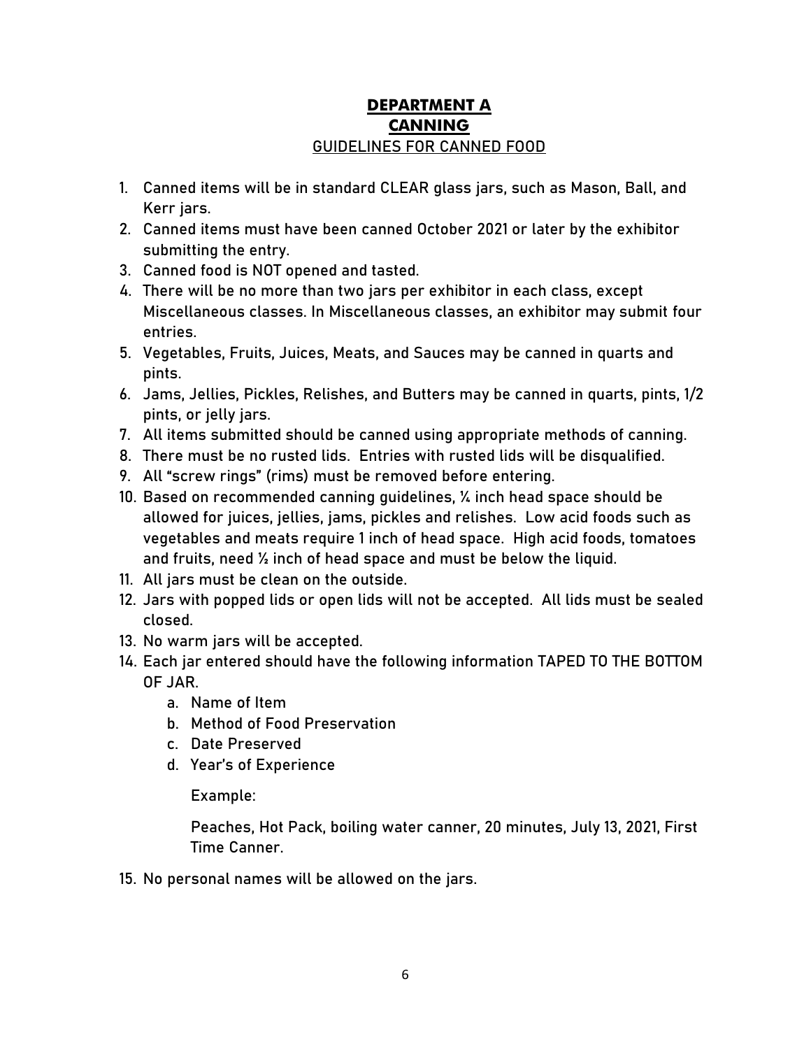# DEPARTMENT A
# CANNING
## GUIDELINES FOR CANNED FOOD

1. Canned items will be in standard CLEAR glass jars, such as Mason, Ball, and Kerr jars.
2. Canned items must have been canned October 2021 or later by the exhibitor submitting the entry.
3. Canned food is NOT opened and tasted.
4. There will be no more than two jars per exhibitor in each class, except Miscellaneous classes. In Miscellaneous classes, an exhibitor may submit four entries.
5. Vegetables, Fruits, Juices, Meats, and Sauces may be canned in quarts and pints.
6. Jams, Jellies, Pickles, Relishes, and Butters may be canned in quarts, pints, 1/2 pints, or jelly jars.
7. All items submitted should be canned using appropriate methods of canning.
8. There must be no rusted lids. Entries with rusted lids will be disqualified.
9. All "screw rings" (rims) must be removed before entering.
10. Based on recommended canning guidelines, ¼ inch head space should be allowed for juices, jellies, jams, pickles and relishes. Low acid foods such as vegetables and meats require 1 inch of head space. High acid foods, tomatoes and fruits, need ½ inch of head space and must be below the liquid.
11. All jars must be clean on the outside.
12. Jars with popped lids or open lids will not be accepted. All lids must be sealed closed.
13. No warm jars will be accepted.
14. Each jar entered should have the following information TAPED TO THE BOTTOM OF JAR.
    a. Name of Item
    b. Method of Food Preservation
    c. Date Preserved
    d. Year's of Experience

    Example:

    Peaches, Hot Pack, boiling water canner, 20 minutes, July 13, 2021, First Time Canner.
15. No personal names will be allowed on the jars.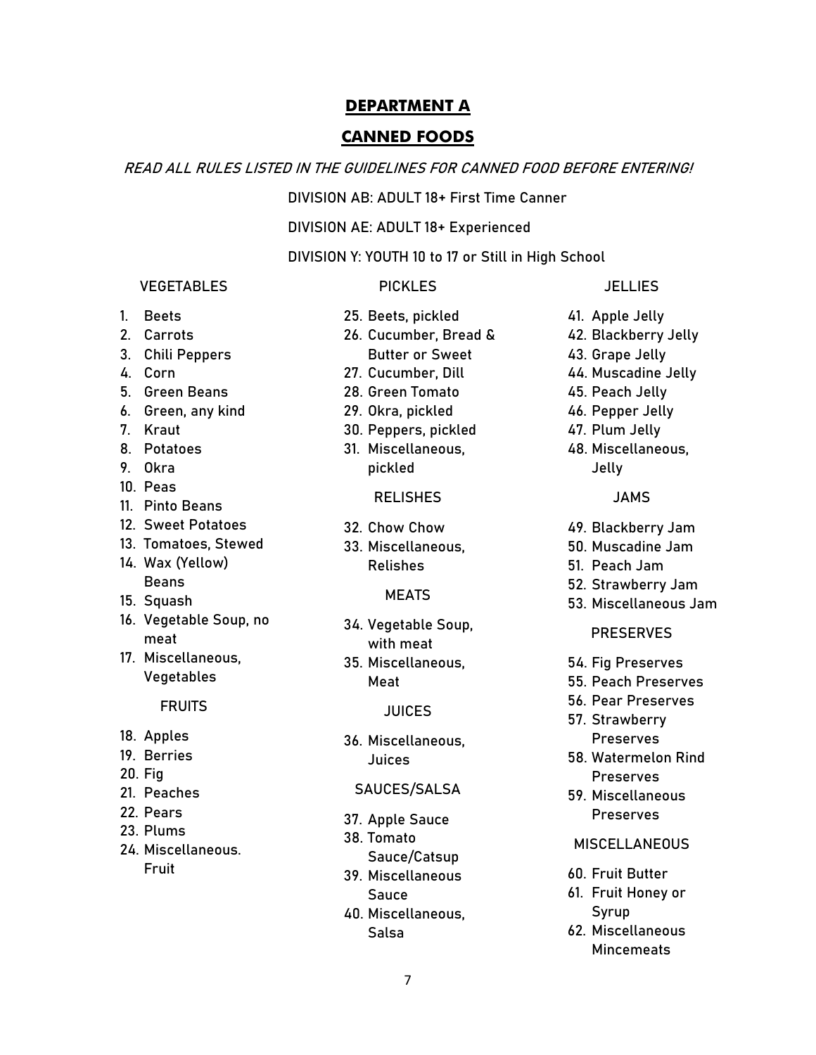# DEPARTMENT A

## CANNED FOODS

*READ ALL RULES LISTED IN THE GUIDELINES FOR CANNED FOOD BEFORE ENTERING!*

DIVISION AB: ADULT 18+ First Time Canner

DIVISION AE: ADULT 18+ Experienced

DIVISION Y: YOUTH 10 to 17 or Still in High School

### VEGETABLES

1. Beets
2. Carrots
3. Chili Peppers
4. Corn
5. Green Beans
6. Green, any kind
7. Kraut
8. Potatoes
9. Okra
10. Peas
11. Pinto Beans
12. Sweet Potatoes
13. Tomatoes, Stewed
14. Wax (Yellow) Beans
15. Squash
16. Vegetable Soup, no meat
17. Miscellaneous, Vegetables

### FRUITS

18. Apples
19. Berries
20. Fig
21. Peaches
22. Pears
23. Plums
24. Miscellaneous. Fruit

### PICKLES

25. Beets, pickled
26. Cucumber, Bread & Butter or Sweet
27. Cucumber, Dill
28. Green Tomato
29. Okra, pickled
30. Peppers, pickled
31. Miscellaneous, pickled

### RELISHES

32. Chow Chow
33. Miscellaneous, Relishes

### MEATS

34. Vegetable Soup, with meat
35. Miscellaneous, Meat

### JUICES

36. Miscellaneous, Juices

### SAUCES/SALSA

37. Apple Sauce
38. Tomato Sauce/Catsup
39. Miscellaneous Sauce
40. Miscellaneous, Salsa

### JELLIES

41. Apple Jelly
42. Blackberry Jelly
43. Grape Jelly
44. Muscadine Jelly
45. Peach Jelly
46. Pepper Jelly
47. Plum Jelly
48. Miscellaneous, Jelly

### JAMS

49. Blackberry Jam
50. Muscadine Jam
51. Peach Jam
52. Strawberry Jam
53. Miscellaneous Jam

### PRESERVES

54. Fig Preserves
55. Peach Preserves
56. Pear Preserves
57. Strawberry Preserves
58. Watermelon Rind Preserves
59. Miscellaneous Preserves

### MISCELLANEOUS

60. Fruit Butter
61. Fruit Honey or Syrup
62. Miscellaneous Mincemeats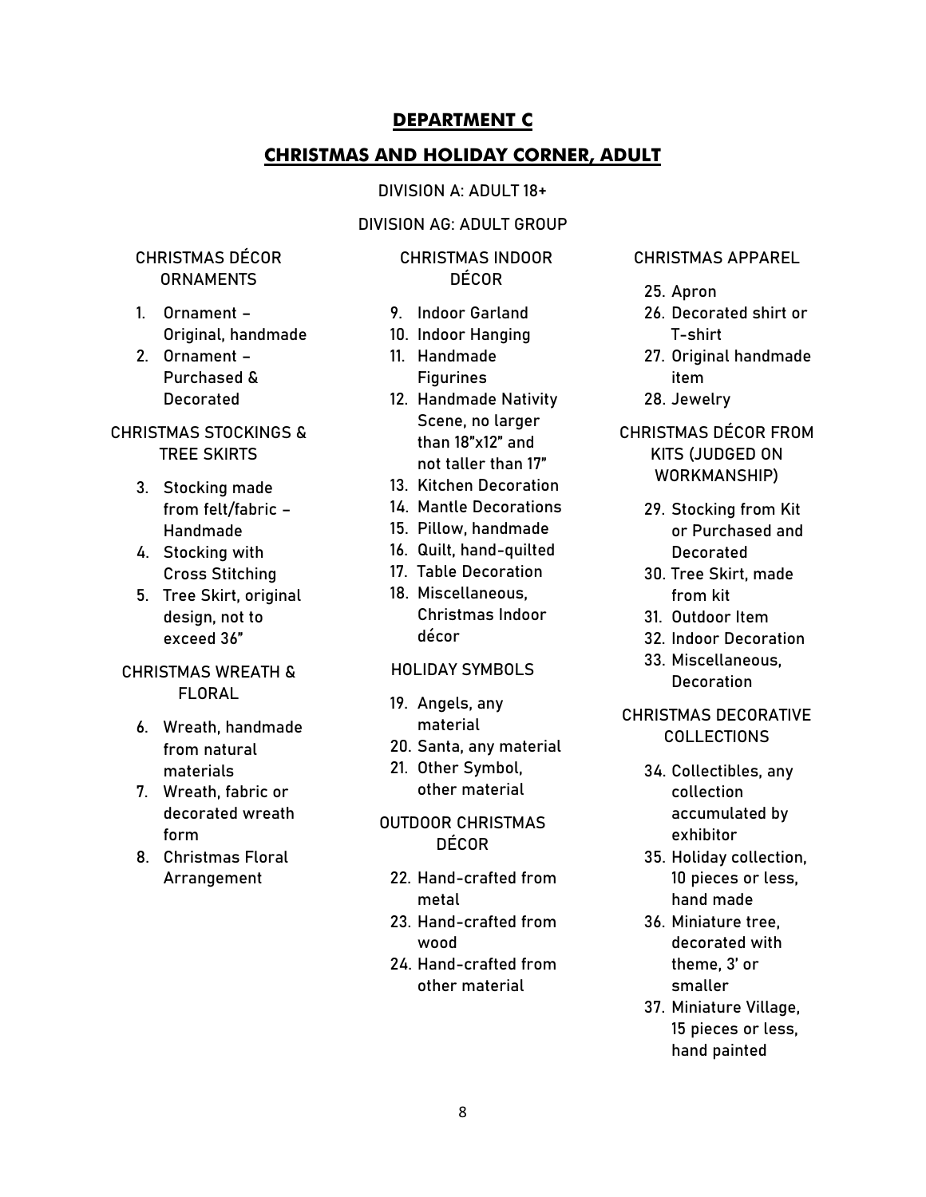# DEPARTMENT C

## CHRISTMAS AND HOLIDAY CORNER, ADULT

DIVISION A: ADULT 18+

DIVISION AG: ADULT GROUP

### CHRISTMAS DÉCOR ORNAMENTS

1. Ornament – Original, handmade
2. Ornament – Purchased & Decorated

### CHRISTMAS STOCKINGS & TREE SKIRTS

3. Stocking made from felt/fabric – Handmade
4. Stocking with Cross Stitching
5. Tree Skirt, original design, not to exceed 36"

### CHRISTMAS WREATH & FLORAL

6. Wreath, handmade from natural materials
7. Wreath, fabric or decorated wreath form
8. Christmas Floral Arrangement

### CHRISTMAS INDOOR DÉCOR

9. Indoor Garland
10. Indoor Hanging
11. Handmade Figurines
12. Handmade Nativity Scene, no larger than 18"x12" and not taller than 17"
13. Kitchen Decoration
14. Mantle Decorations
15. Pillow, handmade
16. Quilt, hand-quilted
17. Table Decoration
18. Miscellaneous, Christmas Indoor décor

### HOLIDAY SYMBOLS

19. Angels, any material
20. Santa, any material
21. Other Symbol, other material

### OUTDOOR CHRISTMAS DÉCOR

22. Hand-crafted from metal
23. Hand-crafted from wood
24. Hand-crafted from other material

### CHRISTMAS APPAREL

25. Apron
26. Decorated shirt or T-shirt
27. Original handmade item
28. Jewelry

### CHRISTMAS DÉCOR FROM KITS (JUDGED ON WORKMANSHIP)

29. Stocking from Kit or Purchased and Decorated
30. Tree Skirt, made from kit
31. Outdoor Item
32. Indoor Decoration
33. Miscellaneous, Decoration

### CHRISTMAS DECORATIVE COLLECTIONS

34. Collectibles, any collection accumulated by exhibitor
35. Holiday collection, 10 pieces or less, hand made
36. Miniature tree, decorated with theme, 3' or smaller
37. Miniature Village, 15 pieces or less, hand painted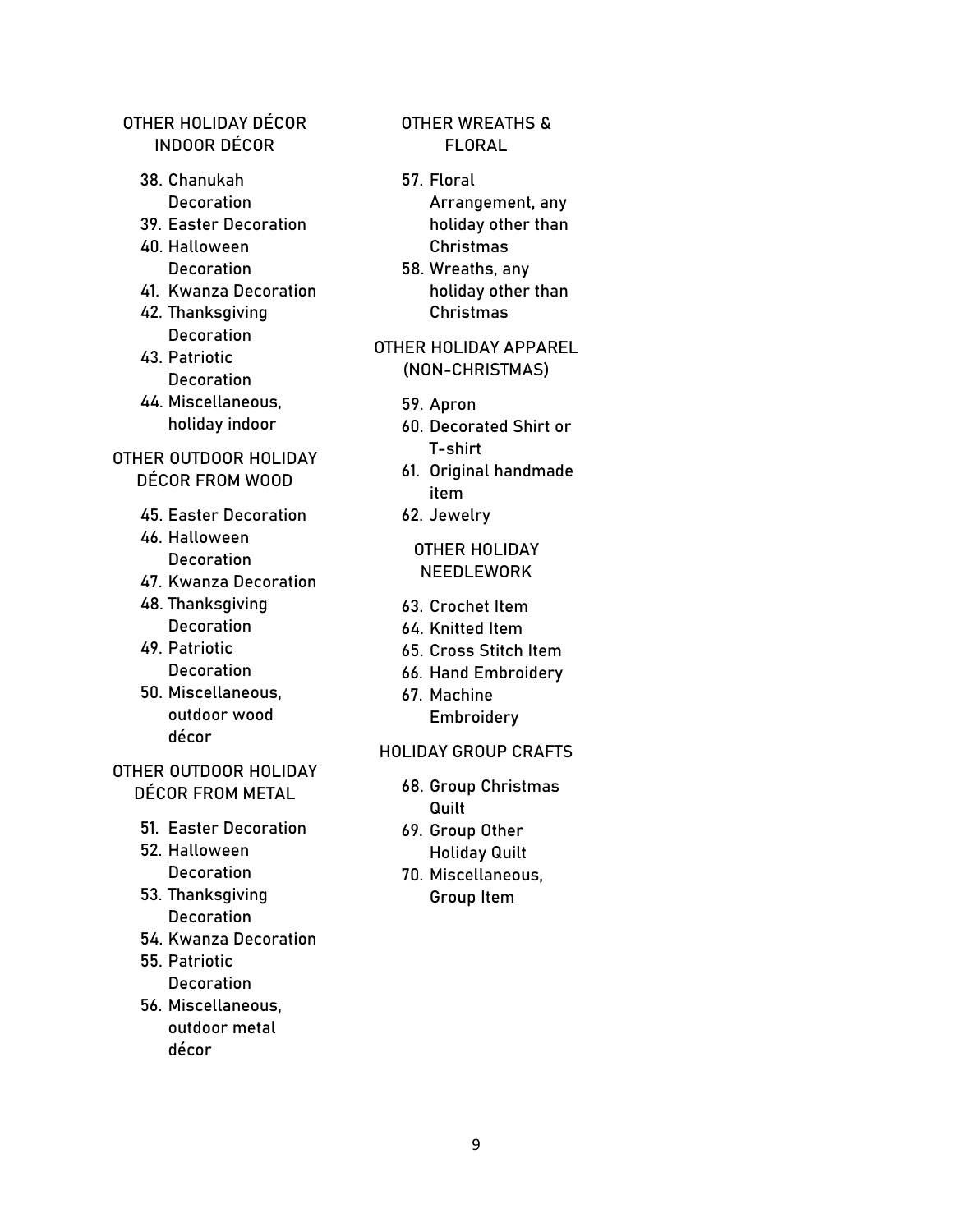## OTHER HOLIDAY DÉCOR INDOOR DÉCOR

38. Chanukah Decoration
39. Easter Decoration
40. Halloween Decoration
41. Kwanza Decoration
42. Thanksgiving Decoration
43. Patriotic Decoration
44. Miscellaneous, holiday indoor

## OTHER OUTDOOR HOLIDAY DÉCOR FROM WOOD

45. Easter Decoration
46. Halloween Decoration
47. Kwanza Decoration
48. Thanksgiving Decoration
49. Patriotic Decoration
50. Miscellaneous, outdoor wood décor

## OTHER OUTDOOR HOLIDAY DÉCOR FROM METAL

51. Easter Decoration
52. Halloween Decoration
53. Thanksgiving Decoration
54. Kwanza Decoration
55. Patriotic Decoration
56. Miscellaneous, outdoor metal décor

## OTHER WREATHS & FLORAL

57. Floral Arrangement, any holiday other than Christmas
58. Wreaths, any holiday other than Christmas

## OTHER HOLIDAY APPAREL (NON-CHRISTMAS)

59. Apron
60. Decorated Shirt or T-shirt
61. Original handmade item
62. Jewelry

## OTHER HOLIDAY NEEDLEWORK

63. Crochet Item
64. Knitted Item
65. Cross Stitch Item
66. Hand Embroidery
67. Machine Embroidery

## HOLIDAY GROUP CRAFTS

68. Group Christmas Quilt
69. Group Other Holiday Quilt
70. Miscellaneous, Group Item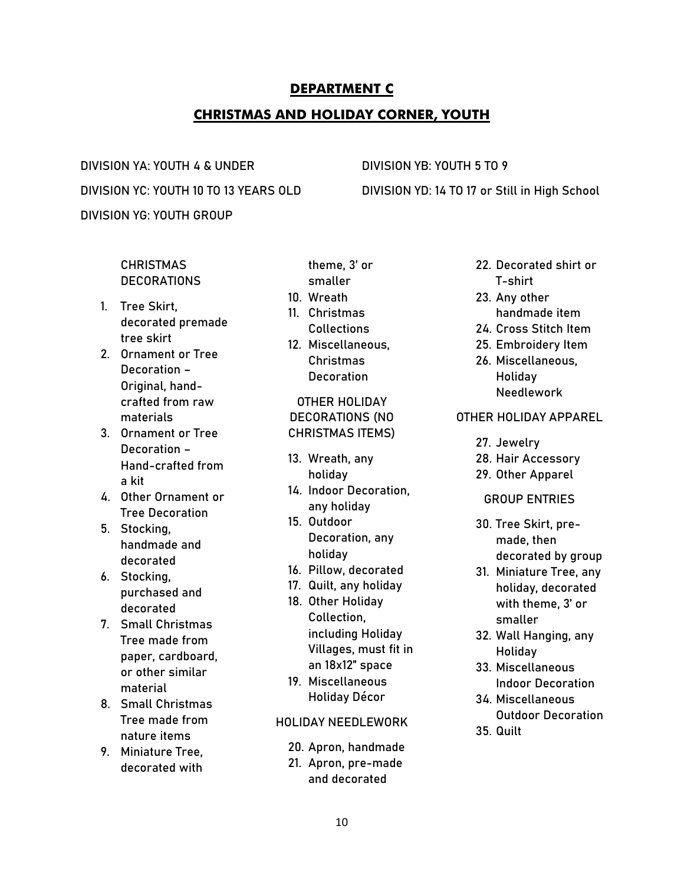# DEPARTMENT C

## CHRISTMAS AND HOLIDAY CORNER, YOUTH

DIVISION YA: YOUTH 4 & UNDER

DIVISION YB: YOUTH 5 TO 9

DIVISION YC: YOUTH 10 TO 13 YEARS OLD

DIVISION YD: 14 TO 17 or Still in High School

DIVISION YG: YOUTH GROUP

CHRISTMAS DECORATIONS

1. Tree Skirt, decorated premade tree skirt
2. Ornament or Tree Decoration – Original, hand-crafted from raw materials
3. Ornament or Tree Decoration – Hand-crafted from a kit
4. Other Ornament or Tree Decoration
5. Stocking, handmade and decorated
6. Stocking, purchased and decorated
7. Small Christmas Tree made from paper, cardboard, or other similar material
8. Small Christmas Tree made from nature items
9. Miniature Tree, decorated with theme, 3' or smaller
10. Wreath
11. Christmas Collections
12. Miscellaneous, Christmas Decoration

OTHER HOLIDAY DECORATIONS (NO CHRISTMAS ITEMS)

13. Wreath, any holiday
14. Indoor Decoration, any holiday
15. Outdoor Decoration, any holiday
16. Pillow, decorated
17. Quilt, any holiday
18. Other Holiday Collection, including Holiday Villages, must fit in an 18x12" space
19. Miscellaneous Holiday Décor

HOLIDAY NEEDLEWORK

20. Apron, handmade
21. Apron, pre-made and decorated
22. Decorated shirt or T-shirt
23. Any other handmade item
24. Cross Stitch Item
25. Embroidery Item
26. Miscellaneous, Holiday Needlework

OTHER HOLIDAY APPAREL

27. Jewelry
28. Hair Accessory
29. Other Apparel

GROUP ENTRIES

30. Tree Skirt, pre-made, then decorated by group
31. Miniature Tree, any holiday, decorated with theme, 3' or smaller
32. Wall Hanging, any Holiday
33. Miscellaneous Indoor Decoration
34. Miscellaneous Outdoor Decoration
35. Quilt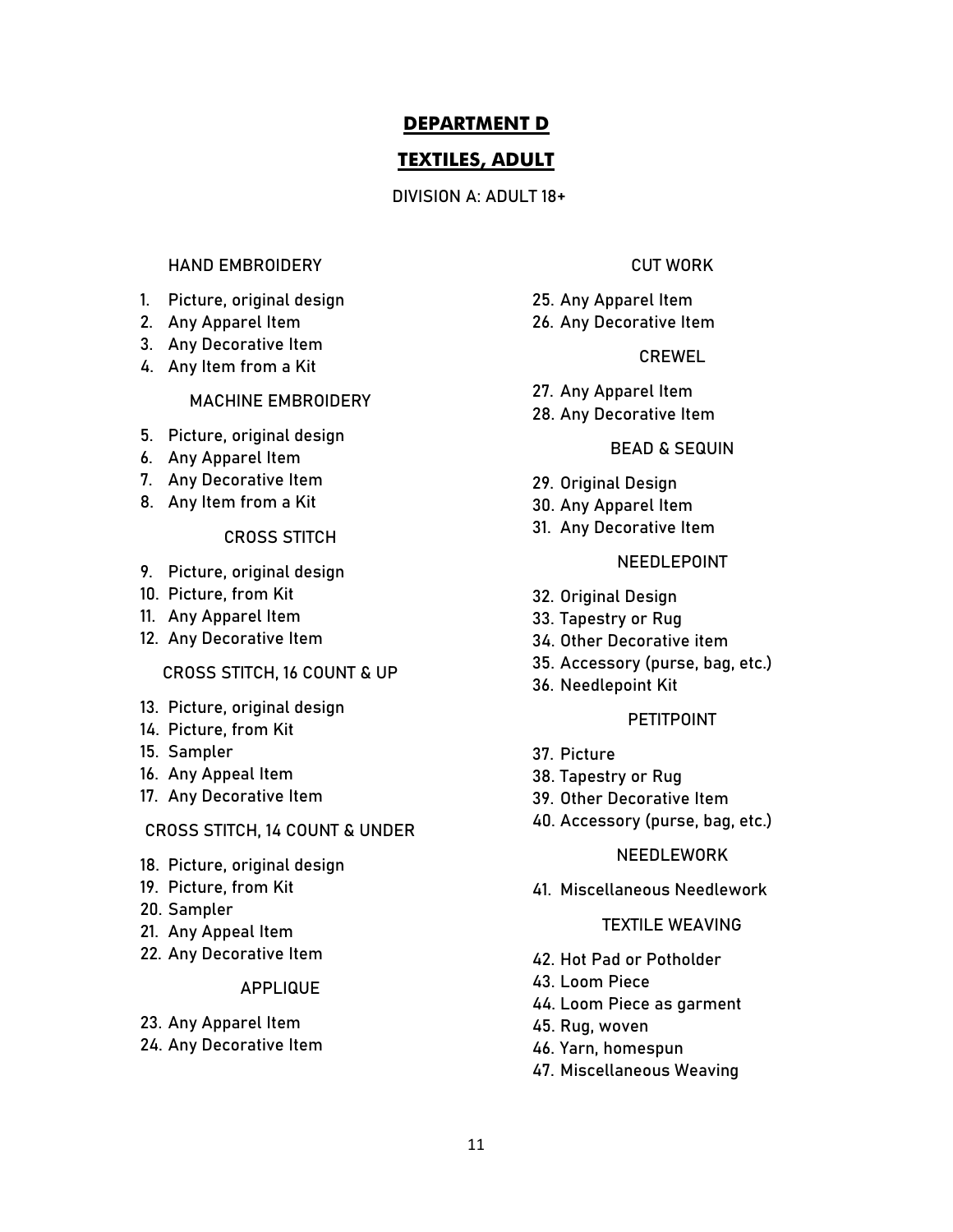# DEPARTMENT D

# TEXTILES, ADULT

DIVISION A: ADULT 18+

### HAND EMBROIDERY

1. Picture, original design
2. Any Apparel Item
3. Any Decorative Item
4. Any Item from a Kit

### MACHINE EMBROIDERY

5. Picture, original design
6. Any Apparel Item
7. Any Decorative Item
8. Any Item from a Kit

### CROSS STITCH

9. Picture, original design
10. Picture, from Kit
11. Any Apparel Item
12. Any Decorative Item

### CROSS STITCH, 16 COUNT & UP

13. Picture, original design
14. Picture, from Kit
15. Sampler
16. Any Appeal Item
17. Any Decorative Item

### CROSS STITCH, 14 COUNT & UNDER

18. Picture, original design
19. Picture, from Kit
20. Sampler
21. Any Appeal Item
22. Any Decorative Item

### APPLIQUE

23. Any Apparel Item
24. Any Decorative Item

### CUT WORK

25. Any Apparel Item
26. Any Decorative Item

### CREWEL

27. Any Apparel Item
28. Any Decorative Item

### BEAD & SEQUIN

29. Original Design
30. Any Apparel Item
31. Any Decorative Item

### NEEDLEPOINT

32. Original Design
33. Tapestry or Rug
34. Other Decorative item
35. Accessory (purse, bag, etc.)
36. Needlepoint Kit

### PETITPOINT

37. Picture
38. Tapestry or Rug
39. Other Decorative Item
40. Accessory (purse, bag, etc.)

### NEEDLEWORK

41. Miscellaneous Needlework

### TEXTILE WEAVING

42. Hot Pad or Potholder
43. Loom Piece
44. Loom Piece as garment
45. Rug, woven
46. Yarn, homespun
47. Miscellaneous Weaving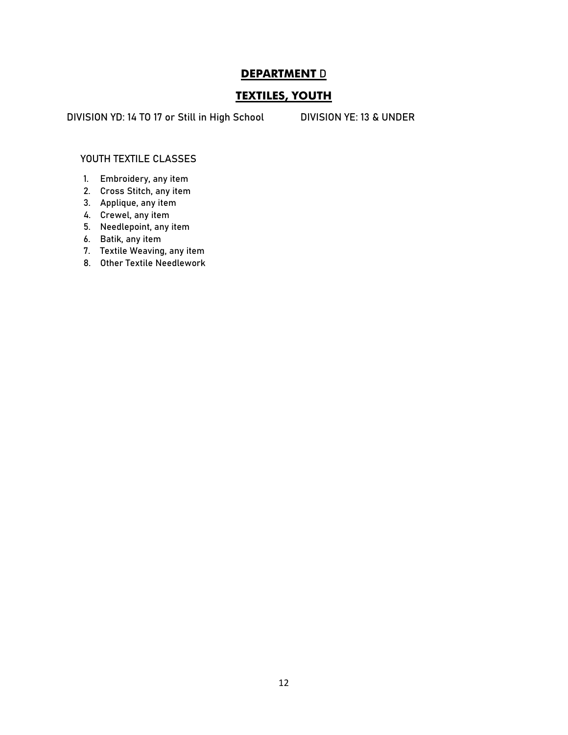# DEPARTMENT D

## TEXTILES, YOUTH

DIVISION YD: 14 TO 17 or Still in High School

DIVISION YE: 13 & UNDER

YOUTH TEXTILE CLASSES

1. Embroidery, any item
2. Cross Stitch, any item
3. Applique, any item
4. Crewel, any item
5. Needlepoint, any item
6. Batik, any item
7. Textile Weaving, any item
8. Other Textile Needlework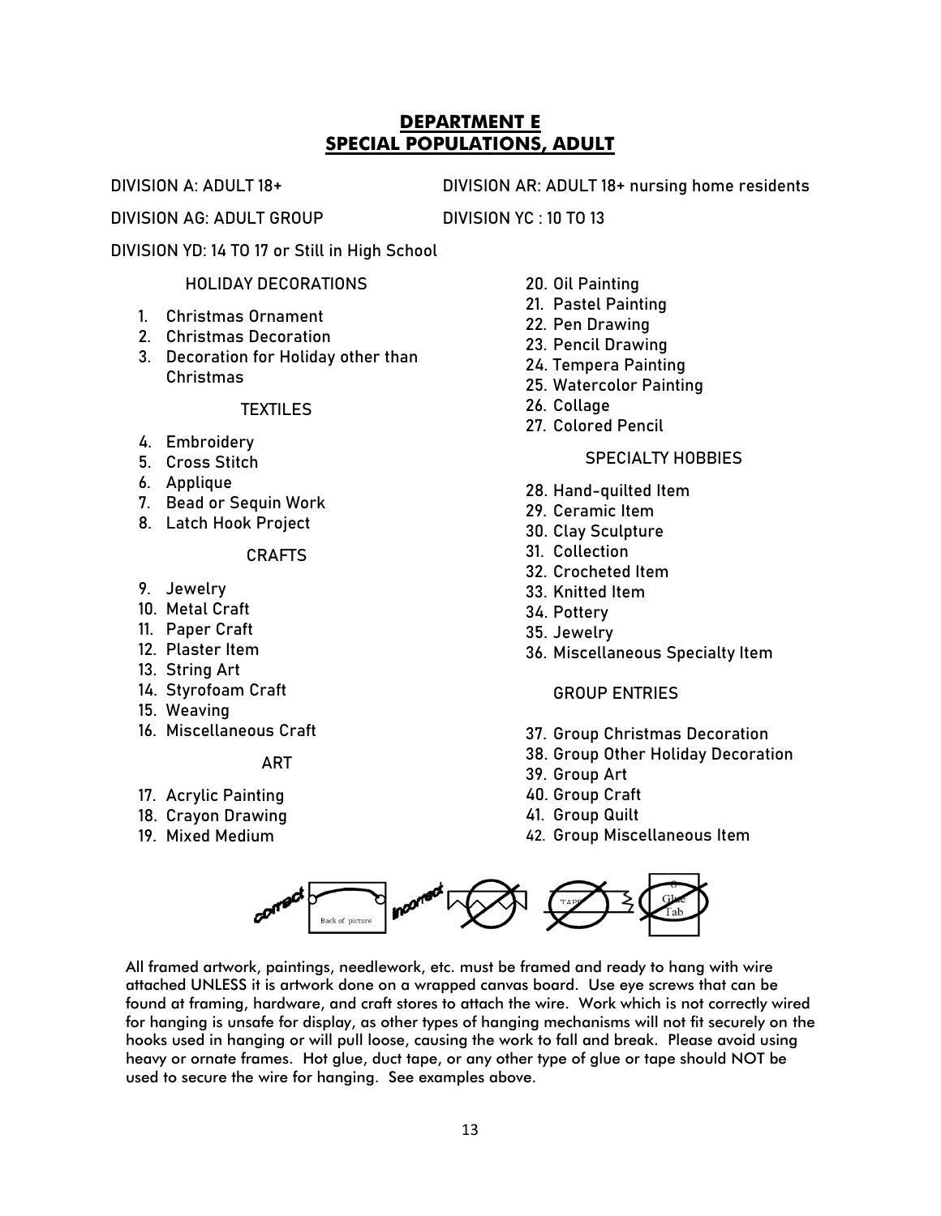# DEPARTMENT E
## SPECIAL POPULATIONS, ADULT

DIVISION A: ADULT 18+

DIVISION AR: ADULT 18+ nursing home residents

DIVISION AG: ADULT GROUP

DIVISION YC : 10 TO 13

DIVISION YD: 14 TO 17 or Still in High School

HOLIDAY DECORATIONS

1. Christmas Ornament
2. Christmas Decoration
3. Decoration for Holiday other than Christmas

TEXTILES

4. Embroidery
5. Cross Stitch
6. Applique
7. Bead or Sequin Work
8. Latch Hook Project

CRAFTS

9. Jewelry
10. Metal Craft
11. Paper Craft
12. Plaster Item
13. String Art
14. Styrofoam Craft
15. Weaving
16. Miscellaneous Craft

ART

17. Acrylic Painting
18. Crayon Drawing
19. Mixed Medium
20. Oil Painting
21. Pastel Painting
22. Pen Drawing
23. Pencil Drawing
24. Tempera Painting
25. Watercolor Painting
26. Collage
27. Colored Pencil

SPECIALTY HOBBIES

28. Hand-quilted Item
29. Ceramic Item
30. Clay Sculpture
31. Collection
32. Crocheted Item
33. Knitted Item
34. Pottery
35. Jewelry
36. Miscellaneous Specialty Item

GROUP ENTRIES

37. Group Christmas Decoration
38. Group Other Holiday Decoration
39. Group Art
40. Group Craft
41. Group Quilt
42. Group Miscellaneous Item

correct — Back of picture — incorrect — TAPE — Glue Tab

All framed artwork, paintings, needlework, etc. must be framed and ready to hang with wire attached UNLESS it is artwork done on a wrapped canvas board. Use eye screws that can be found at framing, hardware, and craft stores to attach the wire. Work which is not correctly wired for hanging is unsafe for display, as other types of hanging mechanisms will not fit securely on the hooks used in hanging or will pull loose, causing the work to fall and break. Please avoid using heavy or ornate frames. Hot glue, duct tape, or any other type of glue or tape should NOT be used to secure the wire for hanging. See examples above.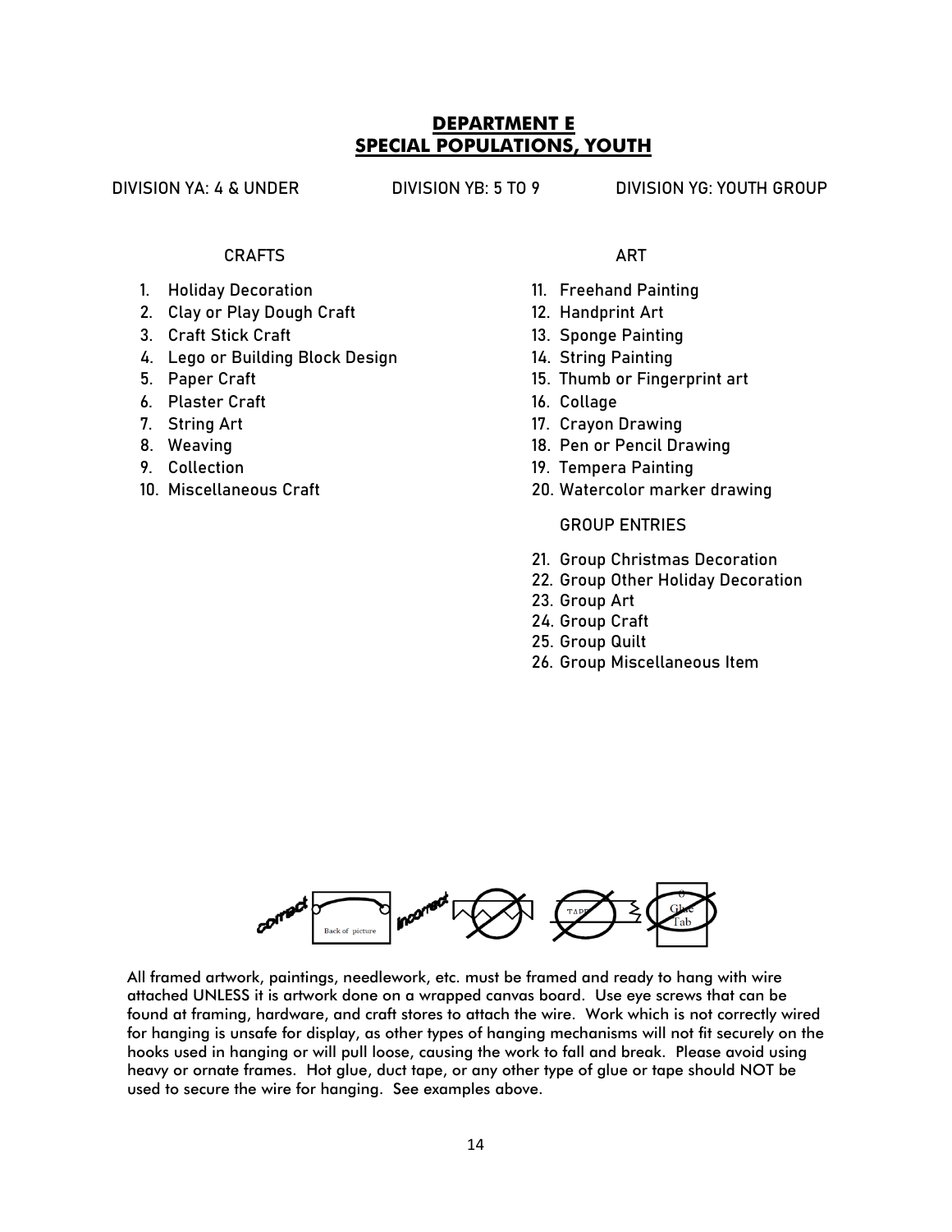# DEPARTMENT E
# SPECIAL POPULATIONS, YOUTH

DIVISION YA: 4 & UNDER

DIVISION YB: 5 TO 9

DIVISION YG: YOUTH GROUP

### CRAFTS

1. Holiday Decoration
2. Clay or Play Dough Craft
3. Craft Stick Craft
4. Lego or Building Block Design
5. Paper Craft
6. Plaster Craft
7. String Art
8. Weaving
9. Collection
10. Miscellaneous Craft

### ART

11. Freehand Painting
12. Handprint Art
13. Sponge Painting
14. String Painting
15. Thumb or Fingerprint art
16. Collage
17. Crayon Drawing
18. Pen or Pencil Drawing
19. Tempera Painting
20. Watercolor marker drawing

### GROUP ENTRIES

21. Group Christmas Decoration
22. Group Other Holiday Decoration
23. Group Art
24. Group Craft
25. Group Quilt
26. Group Miscellaneous Item

correct — Back of picture — incorrect — TAPE — Glue Tab

All framed artwork, paintings, needlework, etc. must be framed and ready to hang with wire attached UNLESS it is artwork done on a wrapped canvas board. Use eye screws that can be found at framing, hardware, and craft stores to attach the wire. Work which is not correctly wired for hanging is unsafe for display, as other types of hanging mechanisms will not fit securely on the hooks used in hanging or will pull loose, causing the work to fall and break. Please avoid using heavy or ornate frames. Hot glue, duct tape, or any other type of glue or tape should NOT be used to secure the wire for hanging. See examples above.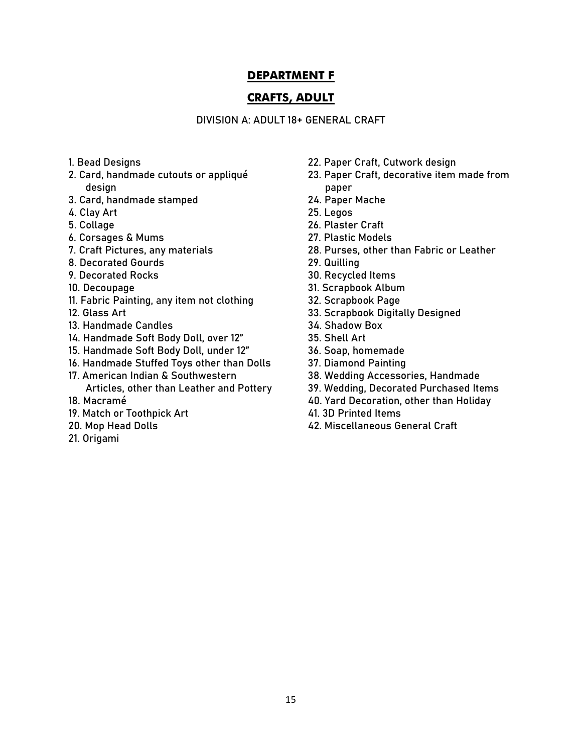# DEPARTMENT F

## CRAFTS, ADULT

### DIVISION A: ADULT 18+ GENERAL CRAFT

1. Bead Designs
2. Card, handmade cutouts or appliqué design
3. Card, handmade stamped
4. Clay Art
5. Collage
6. Corsages & Mums
7. Craft Pictures, any materials
8. Decorated Gourds
9. Decorated Rocks
10. Decoupage
11. Fabric Painting, any item not clothing
12. Glass Art
13. Handmade Candles
14. Handmade Soft Body Doll, over 12"
15. Handmade Soft Body Doll, under 12"
16. Handmade Stuffed Toys other than Dolls
17. American Indian & Southwestern Articles, other than Leather and Pottery
18. Macramé
19. Match or Toothpick Art
20. Mop Head Dolls
21. Origami
22. Paper Craft, Cutwork design
23. Paper Craft, decorative item made from paper
24. Paper Mache
25. Legos
26. Plaster Craft
27. Plastic Models
28. Purses, other than Fabric or Leather
29. Quilling
30. Recycled Items
31. Scrapbook Album
32. Scrapbook Page
33. Scrapbook Digitally Designed
34. Shadow Box
35. Shell Art
36. Soap, homemade
37. Diamond Painting
38. Wedding Accessories, Handmade
39. Wedding, Decorated Purchased Items
40. Yard Decoration, other than Holiday
41. 3D Printed Items
42. Miscellaneous General Craft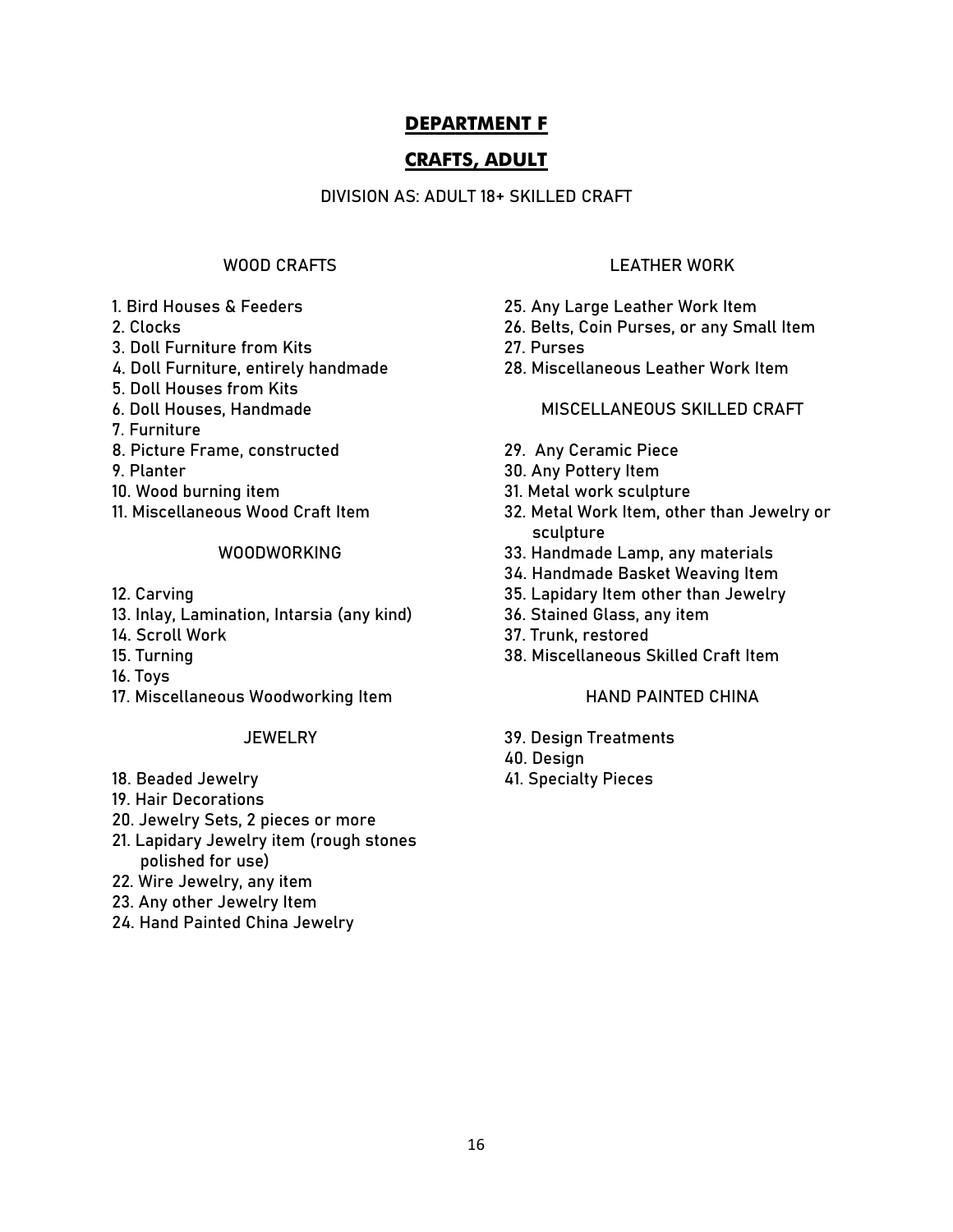# DEPARTMENT F

## CRAFTS, ADULT

DIVISION AS: ADULT 18+ SKILLED CRAFT

### WOOD CRAFTS

1. Bird Houses & Feeders
2. Clocks
3. Doll Furniture from Kits
4. Doll Furniture, entirely handmade
5. Doll Houses from Kits
6. Doll Houses, Handmade
7. Furniture
8. Picture Frame, constructed
9. Planter
10. Wood burning item
11. Miscellaneous Wood Craft Item

### WOODWORKING

12. Carving
13. Inlay, Lamination, Intarsia (any kind)
14. Scroll Work
15. Turning
16. Toys
17. Miscellaneous Woodworking Item

### JEWELRY

18. Beaded Jewelry
19. Hair Decorations
20. Jewelry Sets, 2 pieces or more
21. Lapidary Jewelry item (rough stones polished for use)
22. Wire Jewelry, any item
23. Any other Jewelry Item
24. Hand Painted China Jewelry

### LEATHER WORK

25. Any Large Leather Work Item
26. Belts, Coin Purses, or any Small Item
27. Purses
28. Miscellaneous Leather Work Item

### MISCELLANEOUS SKILLED CRAFT

29. Any Ceramic Piece
30. Any Pottery Item
31. Metal work sculpture
32. Metal Work Item, other than Jewelry or sculpture
33. Handmade Lamp, any materials
34. Handmade Basket Weaving Item
35. Lapidary Item other than Jewelry
36. Stained Glass, any item
37. Trunk, restored
38. Miscellaneous Skilled Craft Item

### HAND PAINTED CHINA

39. Design Treatments
40. Design
41. Specialty Pieces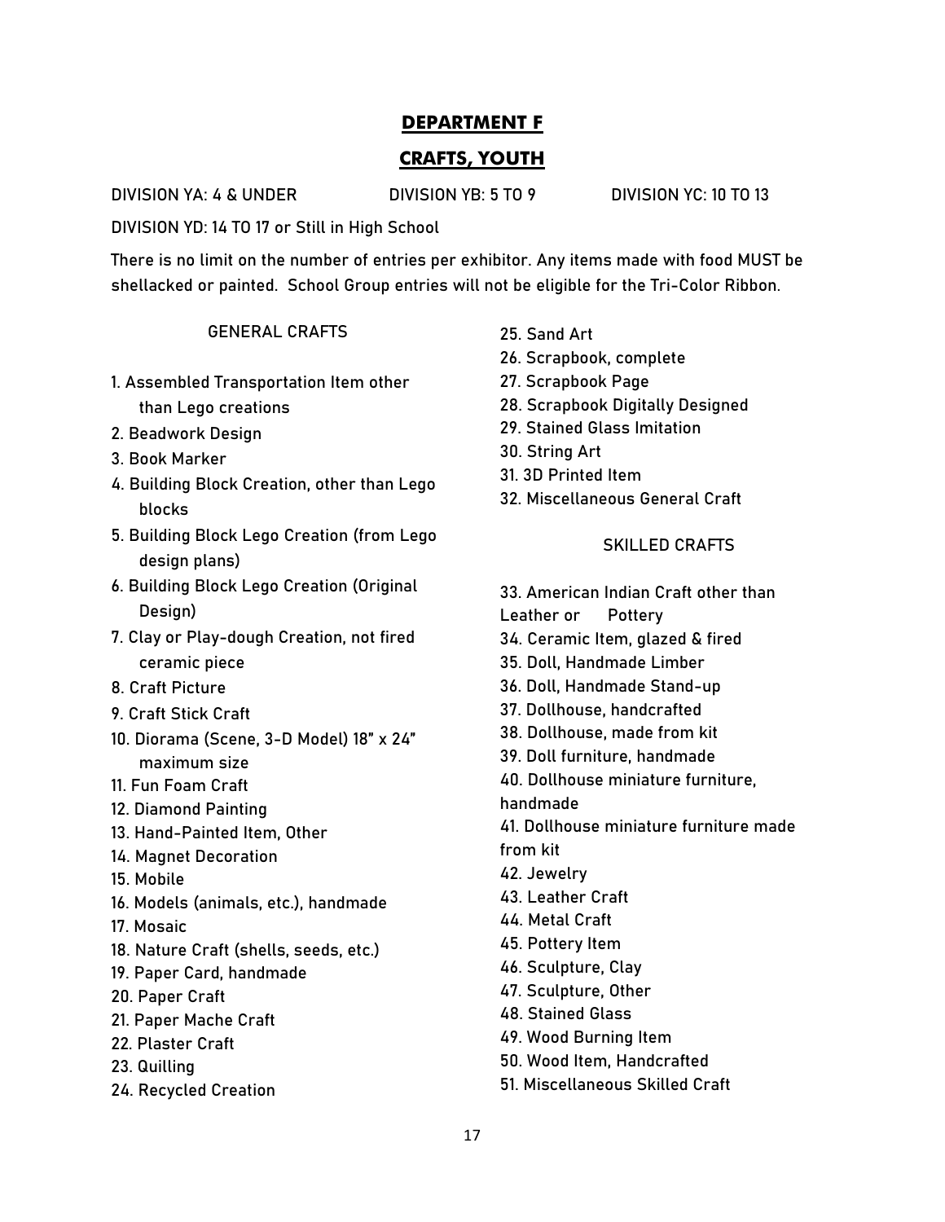## DEPARTMENT F

## CRAFTS, YOUTH

DIVISION YA: 4 & UNDER DIVISION YB: 5 TO 9 DIVISION YC: 10 TO 13

DIVISION YD: 14 TO 17 or Still in High School

There is no limit on the number of entries per exhibitor. Any items made with food MUST be shellacked or painted. School Group entries will not be eligible for the Tri-Color Ribbon.

### GENERAL CRAFTS

1. Assembled Transportation Item other than Lego creations
2. Beadwork Design
3. Book Marker
4. Building Block Creation, other than Lego blocks
5. Building Block Lego Creation (from Lego design plans)
6. Building Block Lego Creation (Original Design)
7. Clay or Play-dough Creation, not fired ceramic piece
8. Craft Picture
9. Craft Stick Craft
10. Diorama (Scene, 3-D Model) 18" x 24" maximum size
11. Fun Foam Craft
12. Diamond Painting
13. Hand-Painted Item, Other
14. Magnet Decoration
15. Mobile
16. Models (animals, etc.), handmade
17. Mosaic
18. Nature Craft (shells, seeds, etc.)
19. Paper Card, handmade
20. Paper Craft
21. Paper Mache Craft
22. Plaster Craft
23. Quilling
24. Recycled Creation
25. Sand Art
26. Scrapbook, complete
27. Scrapbook Page
28. Scrapbook Digitally Designed
29. Stained Glass Imitation
30. String Art
31. 3D Printed Item
32. Miscellaneous General Craft

### SKILLED CRAFTS

33. American Indian Craft other than Leather or Pottery
34. Ceramic Item, glazed & fired
35. Doll, Handmade Limber
36. Doll, Handmade Stand-up
37. Dollhouse, handcrafted
38. Dollhouse, made from kit
39. Doll furniture, handmade
40. Dollhouse miniature furniture, handmade
41. Dollhouse miniature furniture made from kit
42. Jewelry
43. Leather Craft
44. Metal Craft
45. Pottery Item
46. Sculpture, Clay
47. Sculpture, Other
48. Stained Glass
49. Wood Burning Item
50. Wood Item, Handcrafted
51. Miscellaneous Skilled Craft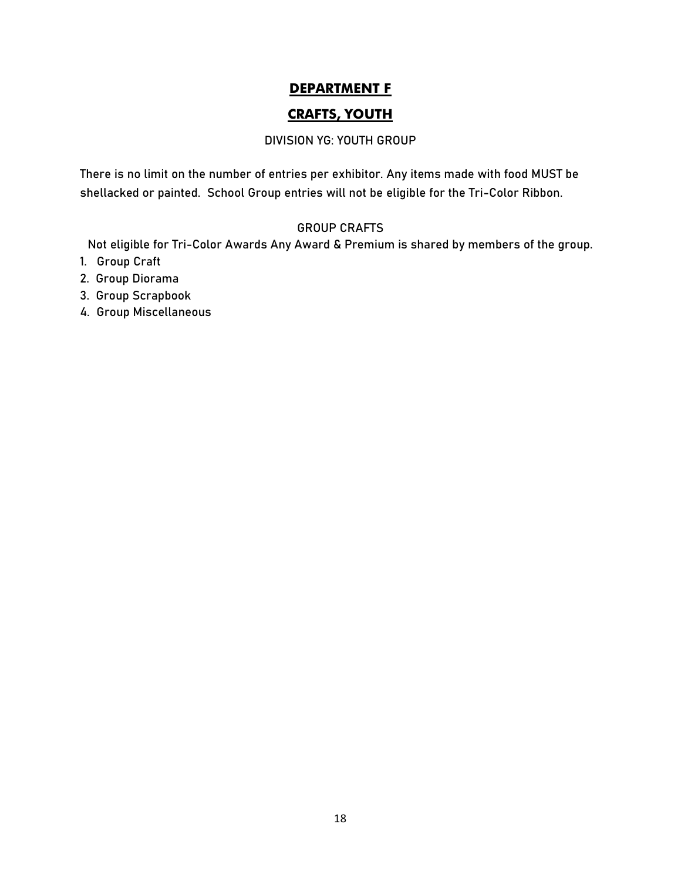# DEPARTMENT F

## CRAFTS, YOUTH

### DIVISION YG: YOUTH GROUP

There is no limit on the number of entries per exhibitor. Any items made with food MUST be shellacked or painted. School Group entries will not be eligible for the Tri-Color Ribbon.

#### GROUP CRAFTS

Not eligible for Tri-Color Awards Any Award & Premium is shared by members of the group.

1. Group Craft
2. Group Diorama
3. Group Scrapbook
4. Group Miscellaneous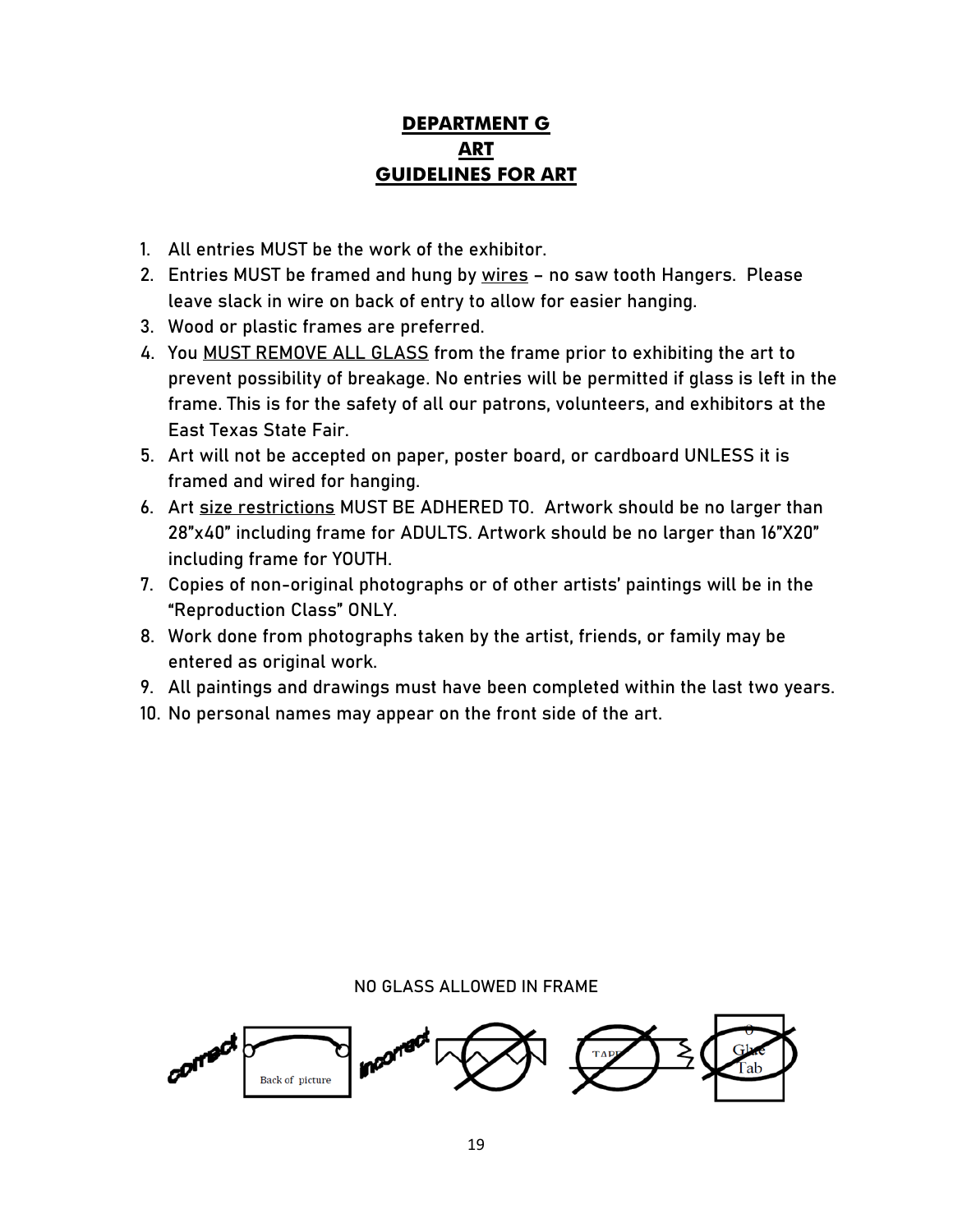# DEPARTMENT G
# ART
# GUIDELINES FOR ART

1. All entries MUST be the work of the exhibitor.
2. Entries MUST be framed and hung by wires – no saw tooth Hangers. Please leave slack in wire on back of entry to allow for easier hanging.
3. Wood or plastic frames are preferred.
4. You MUST REMOVE ALL GLASS from the frame prior to exhibiting the art to prevent possibility of breakage. No entries will be permitted if glass is left in the frame. This is for the safety of all our patrons, volunteers, and exhibitors at the East Texas State Fair.
5. Art will not be accepted on paper, poster board, or cardboard UNLESS it is framed and wired for hanging.
6. Art size restrictions MUST BE ADHERED TO. Artwork should be no larger than 28"x40" including frame for ADULTS. Artwork should be no larger than 16"X20" including frame for YOUTH.
7. Copies of non-original photographs or of other artists' paintings will be in the "Reproduction Class" ONLY.
8. Work done from photographs taken by the artist, friends, or family may be entered as original work.
9. All paintings and drawings must have been completed within the last two years.
10. No personal names may appear on the front side of the art.

NO GLASS ALLOWED IN FRAME

correct — Back of picture — incorrect — TAPE — Glue Tab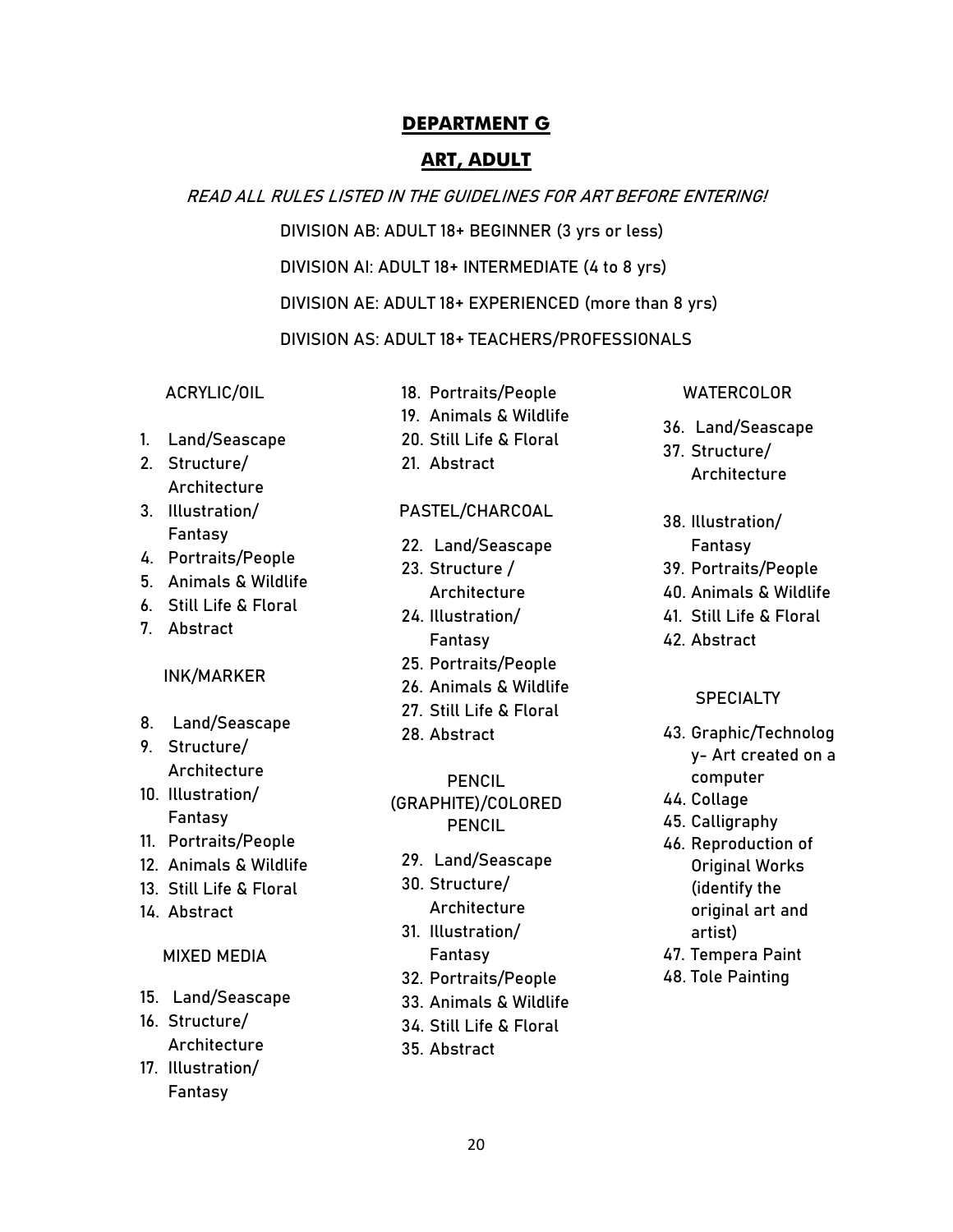## DEPARTMENT G

## ART, ADULT

*READ ALL RULES LISTED IN THE GUIDELINES FOR ART BEFORE ENTERING!*

DIVISION AB: ADULT 18+ BEGINNER (3 yrs or less)

DIVISION AI: ADULT 18+ INTERMEDIATE (4 to 8 yrs)

DIVISION AE: ADULT 18+ EXPERIENCED (more than 8 yrs)

DIVISION AS: ADULT 18+ TEACHERS/PROFESSIONALS

ACRYLIC/OIL

1. Land/Seascape
2. Structure/ Architecture
3. Illustration/ Fantasy
4. Portraits/People
5. Animals & Wildlife
6. Still Life & Floral
7. Abstract

INK/MARKER

8. Land/Seascape
9. Structure/ Architecture
10. Illustration/ Fantasy
11. Portraits/People
12. Animals & Wildlife
13. Still Life & Floral
14. Abstract

MIXED MEDIA

15. Land/Seascape
16. Structure/ Architecture
17. Illustration/ Fantasy
18. Portraits/People
19. Animals & Wildlife
20. Still Life & Floral
21. Abstract

PASTEL/CHARCOAL

22. Land/Seascape
23. Structure / Architecture
24. Illustration/ Fantasy
25. Portraits/People
26. Animals & Wildlife
27. Still Life & Floral
28. Abstract

PENCIL (GRAPHITE)/COLORED PENCIL

29. Land/Seascape
30. Structure/ Architecture
31. Illustration/ Fantasy
32. Portraits/People
33. Animals & Wildlife
34. Still Life & Floral
35. Abstract

WATERCOLOR

36. Land/Seascape
37. Structure/ Architecture
38. Illustration/ Fantasy
39. Portraits/People
40. Animals & Wildlife
41. Still Life & Floral
42. Abstract

SPECIALTY

43. Graphic/Technology- Art created on a computer
44. Collage
45. Calligraphy
46. Reproduction of Original Works (identify the original art and artist)
47. Tempera Paint
48. Tole Painting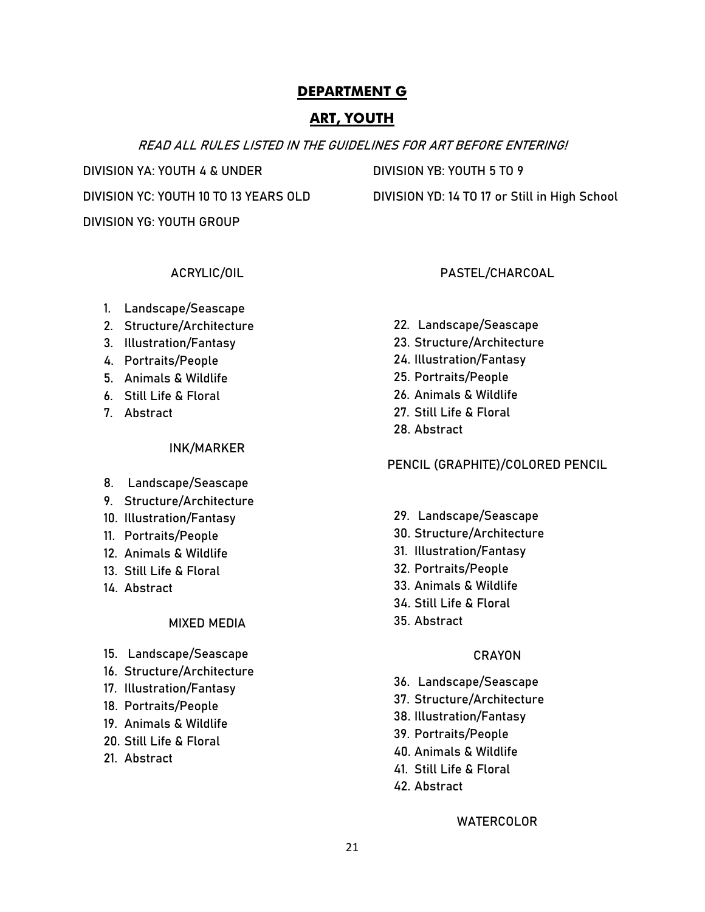# DEPARTMENT G

## ART, YOUTH

*READ ALL RULES LISTED IN THE GUIDELINES FOR ART BEFORE ENTERING!*

DIVISION YA: YOUTH 4 & UNDER

DIVISION YB: YOUTH 5 TO 9

DIVISION YC: YOUTH 10 TO 13 YEARS OLD

DIVISION YD: 14 TO 17 or Still in High School

DIVISION YG: YOUTH GROUP

### ACRYLIC/OIL

1. Landscape/Seascape
2. Structure/Architecture
3. Illustration/Fantasy
4. Portraits/People
5. Animals & Wildlife
6. Still Life & Floral
7. Abstract

### INK/MARKER

8. Landscape/Seascape
9. Structure/Architecture
10. Illustration/Fantasy
11. Portraits/People
12. Animals & Wildlife
13. Still Life & Floral
14. Abstract

### MIXED MEDIA

15. Landscape/Seascape
16. Structure/Architecture
17. Illustration/Fantasy
18. Portraits/People
19. Animals & Wildlife
20. Still Life & Floral
21. Abstract

### PASTEL/CHARCOAL

22. Landscape/Seascape
23. Structure/Architecture
24. Illustration/Fantasy
25. Portraits/People
26. Animals & Wildlife
27. Still Life & Floral
28. Abstract

### PENCIL (GRAPHITE)/COLORED PENCIL

29. Landscape/Seascape
30. Structure/Architecture
31. Illustration/Fantasy
32. Portraits/People
33. Animals & Wildlife
34. Still Life & Floral
35. Abstract

### CRAYON

36. Landscape/Seascape
37. Structure/Architecture
38. Illustration/Fantasy
39. Portraits/People
40. Animals & Wildlife
41. Still Life & Floral
42. Abstract

### WATERCOLOR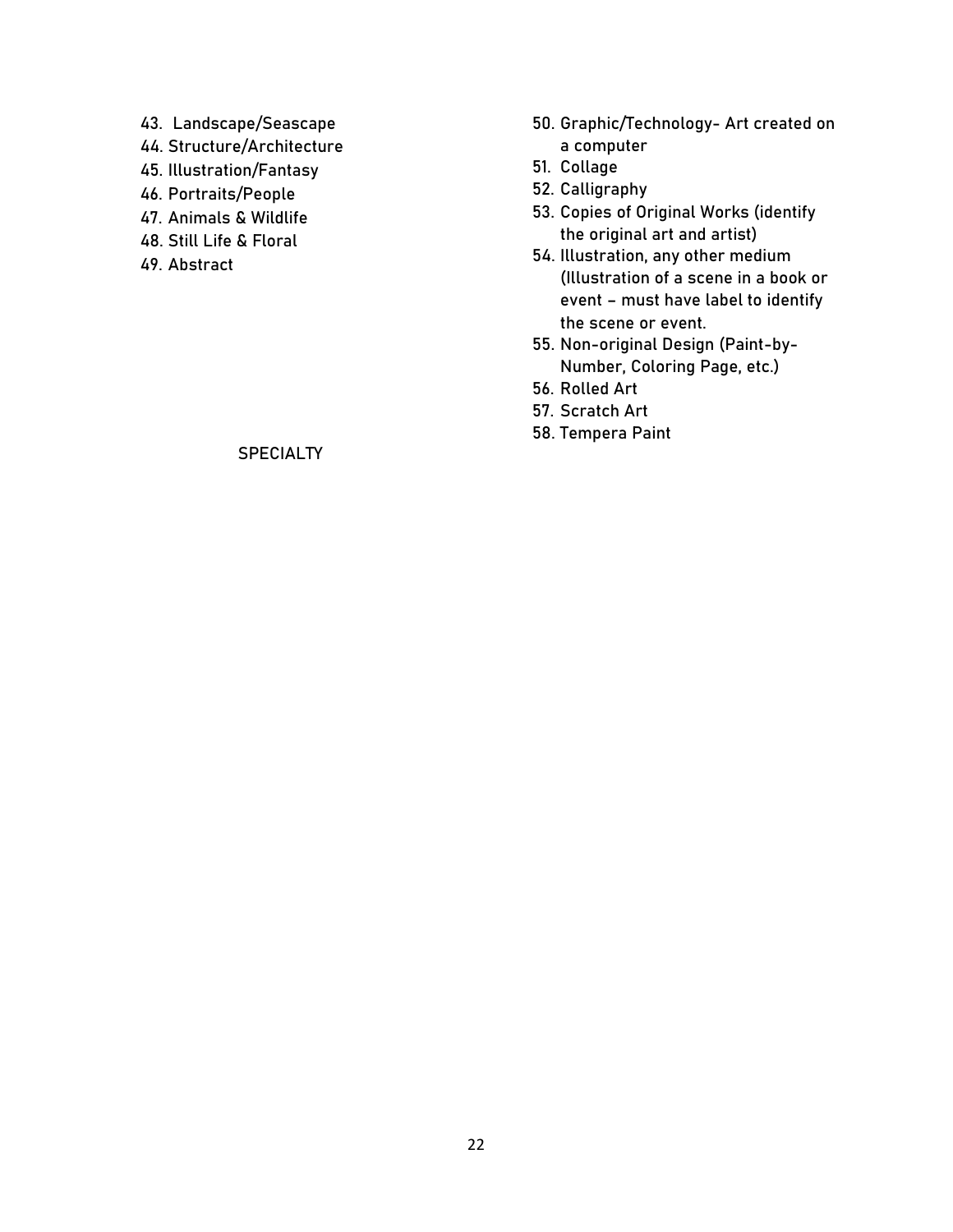43. Landscape/Seascape
44. Structure/Architecture
45. Illustration/Fantasy
46. Portraits/People
47. Animals & Wildlife
48. Still Life & Floral
49. Abstract

SPECIALTY

50. Graphic/Technology- Art created on a computer
51. Collage
52. Calligraphy
53. Copies of Original Works (identify the original art and artist)
54. Illustration, any other medium (Illustration of a scene in a book or event – must have label to identify the scene or event.
55. Non-original Design (Paint-by-Number, Coloring Page, etc.)
56. Rolled Art
57. Scratch Art
58. Tempera Paint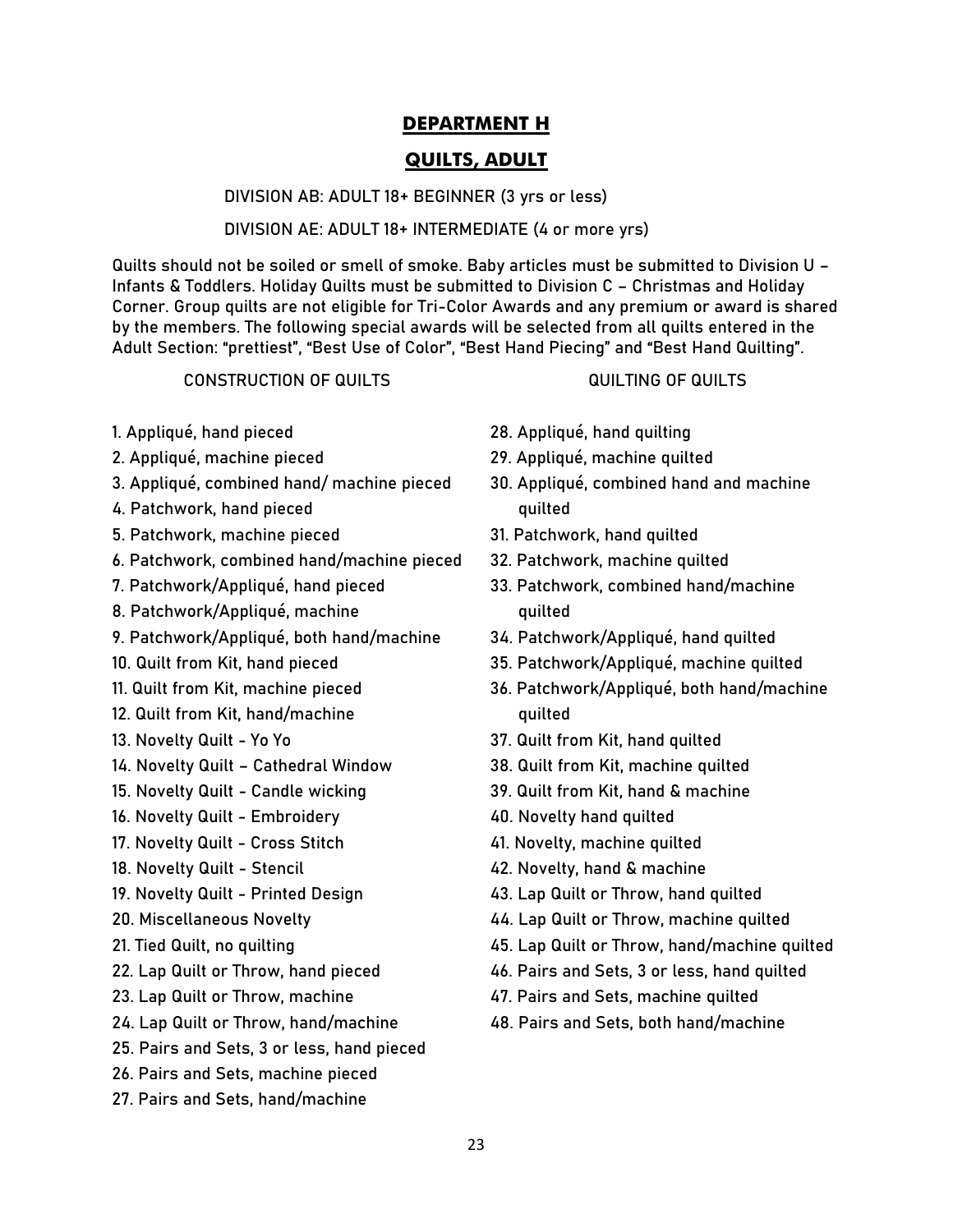# DEPARTMENT H

## QUILTS, ADULT

DIVISION AB: ADULT 18+ BEGINNER (3 yrs or less)

DIVISION AE: ADULT 18+ INTERMEDIATE (4 or more yrs)

Quilts should not be soiled or smell of smoke. Baby articles must be submitted to Division U – Infants & Toddlers. Holiday Quilts must be submitted to Division C – Christmas and Holiday Corner. Group quilts are not eligible for Tri-Color Awards and any premium or award is shared by the members. The following special awards will be selected from all quilts entered in the Adult Section: "prettiest", "Best Use of Color", "Best Hand Piecing" and "Best Hand Quilting".

### CONSTRUCTION OF QUILTS

1. Appliqué, hand pieced
2. Appliqué, machine pieced
3. Appliqué, combined hand/ machine pieced
4. Patchwork, hand pieced
5. Patchwork, machine pieced
6. Patchwork, combined hand/machine pieced
7. Patchwork/Appliqué, hand pieced
8. Patchwork/Appliqué, machine
9. Patchwork/Appliqué, both hand/machine
10. Quilt from Kit, hand pieced
11. Quilt from Kit, machine pieced
12. Quilt from Kit, hand/machine
13. Novelty Quilt - Yo Yo
14. Novelty Quilt – Cathedral Window
15. Novelty Quilt - Candle wicking
16. Novelty Quilt - Embroidery
17. Novelty Quilt - Cross Stitch
18. Novelty Quilt - Stencil
19. Novelty Quilt - Printed Design
20. Miscellaneous Novelty
21. Tied Quilt, no quilting
22. Lap Quilt or Throw, hand pieced
23. Lap Quilt or Throw, machine
24. Lap Quilt or Throw, hand/machine
25. Pairs and Sets, 3 or less, hand pieced
26. Pairs and Sets, machine pieced
27. Pairs and Sets, hand/machine

### QUILTING OF QUILTS

28. Appliqué, hand quilting
29. Appliqué, machine quilted
30. Appliqué, combined hand and machine quilted
31. Patchwork, hand quilted
32. Patchwork, machine quilted
33. Patchwork, combined hand/machine quilted
34. Patchwork/Appliqué, hand quilted
35. Patchwork/Appliqué, machine quilted
36. Patchwork/Appliqué, both hand/machine quilted
37. Quilt from Kit, hand quilted
38. Quilt from Kit, machine quilted
39. Quilt from Kit, hand & machine
40. Novelty hand quilted
41. Novelty, machine quilted
42. Novelty, hand & machine
43. Lap Quilt or Throw, hand quilted
44. Lap Quilt or Throw, machine quilted
45. Lap Quilt or Throw, hand/machine quilted
46. Pairs and Sets, 3 or less, hand quilted
47. Pairs and Sets, machine quilted
48. Pairs and Sets, both hand/machine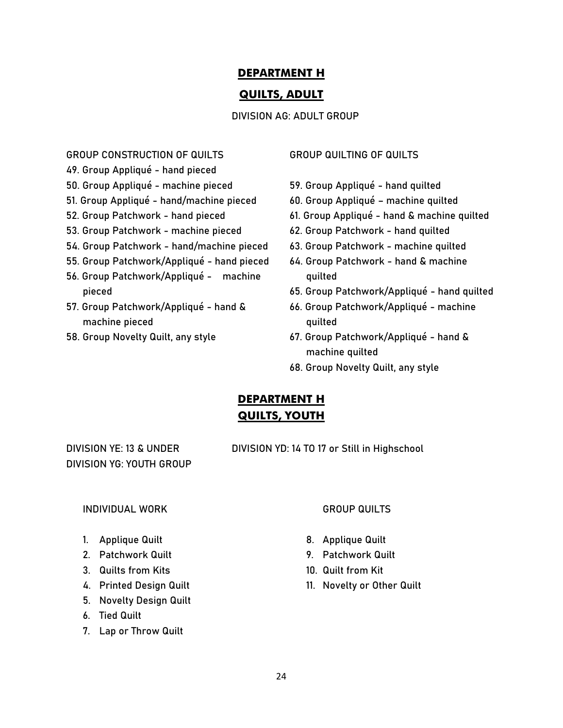## DEPARTMENT H

## QUILTS, ADULT

DIVISION AG: ADULT GROUP

GROUP CONSTRUCTION OF QUILTS

49. Group Appliqué - hand pieced
50. Group Appliqué - machine pieced
51. Group Appliqué - hand/machine pieced
52. Group Patchwork - hand pieced
53. Group Patchwork - machine pieced
54. Group Patchwork - hand/machine pieced
55. Group Patchwork/Appliqué - hand pieced
56. Group Patchwork/Appliqué - machine pieced
57. Group Patchwork/Appliqué - hand & machine pieced
58. Group Novelty Quilt, any style

GROUP QUILTING OF QUILTS

59. Group Appliqué - hand quilted
60. Group Appliqué – machine quilted
61. Group Appliqué - hand & machine quilted
62. Group Patchwork - hand quilted
63. Group Patchwork - machine quilted
64. Group Patchwork - hand & machine quilted
65. Group Patchwork/Appliqué - hand quilted
66. Group Patchwork/Appliqué - machine quilted
67. Group Patchwork/Appliqué - hand & machine quilted
68. Group Novelty Quilt, any style

## DEPARTMENT H

## QUILTS, YOUTH

DIVISION YE: 13 & UNDER

DIVISION YD: 14 TO 17 or Still in Highschool

DIVISION YG: YOUTH GROUP

INDIVIDUAL WORK

1. Applique Quilt
2. Patchwork Quilt
3. Quilts from Kits
4. Printed Design Quilt
5. Novelty Design Quilt
6. Tied Quilt
7. Lap or Throw Quilt

GROUP QUILTS

8. Applique Quilt
9. Patchwork Quilt
10. Quilt from Kit
11. Novelty or Other Quilt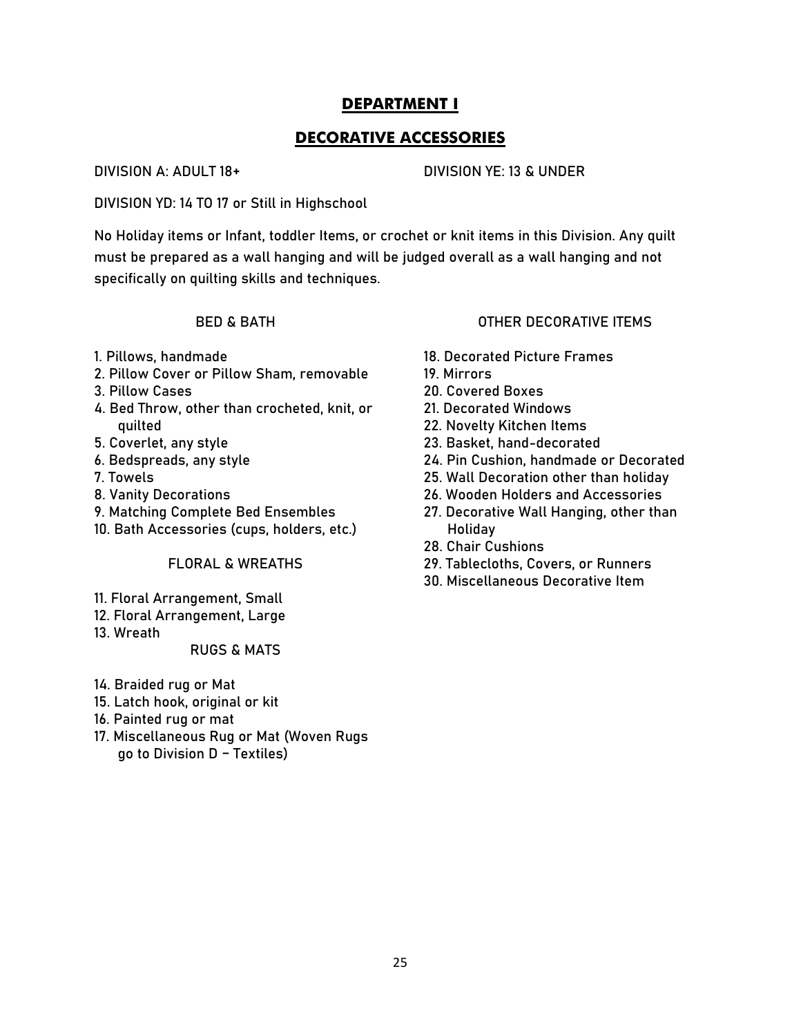# DEPARTMENT I

## DECORATIVE ACCESSORIES

DIVISION A: ADULT 18+

DIVISION YE: 13 & UNDER

DIVISION YD: 14 TO 17 or Still in Highschool

No Holiday items or Infant, toddler Items, or crochet or knit items in this Division. Any quilt must be prepared as a wall hanging and will be judged overall as a wall hanging and not specifically on quilting skills and techniques.

### BED & BATH

1. Pillows, handmade
2. Pillow Cover or Pillow Sham, removable
3. Pillow Cases
4. Bed Throw, other than crocheted, knit, or quilted
5. Coverlet, any style
6. Bedspreads, any style
7. Towels
8. Vanity Decorations
9. Matching Complete Bed Ensembles
10. Bath Accessories (cups, holders, etc.)

### FLORAL & WREATHS

11. Floral Arrangement, Small
12. Floral Arrangement, Large
13. Wreath

### RUGS & MATS

14. Braided rug or Mat
15. Latch hook, original or kit
16. Painted rug or mat
17. Miscellaneous Rug or Mat (Woven Rugs go to Division D – Textiles)

### OTHER DECORATIVE ITEMS

18. Decorated Picture Frames
19. Mirrors
20. Covered Boxes
21. Decorated Windows
22. Novelty Kitchen Items
23. Basket, hand-decorated
24. Pin Cushion, handmade or Decorated
25. Wall Decoration other than holiday
26. Wooden Holders and Accessories
27. Decorative Wall Hanging, other than Holiday
28. Chair Cushions
29. Tablecloths, Covers, or Runners
30. Miscellaneous Decorative Item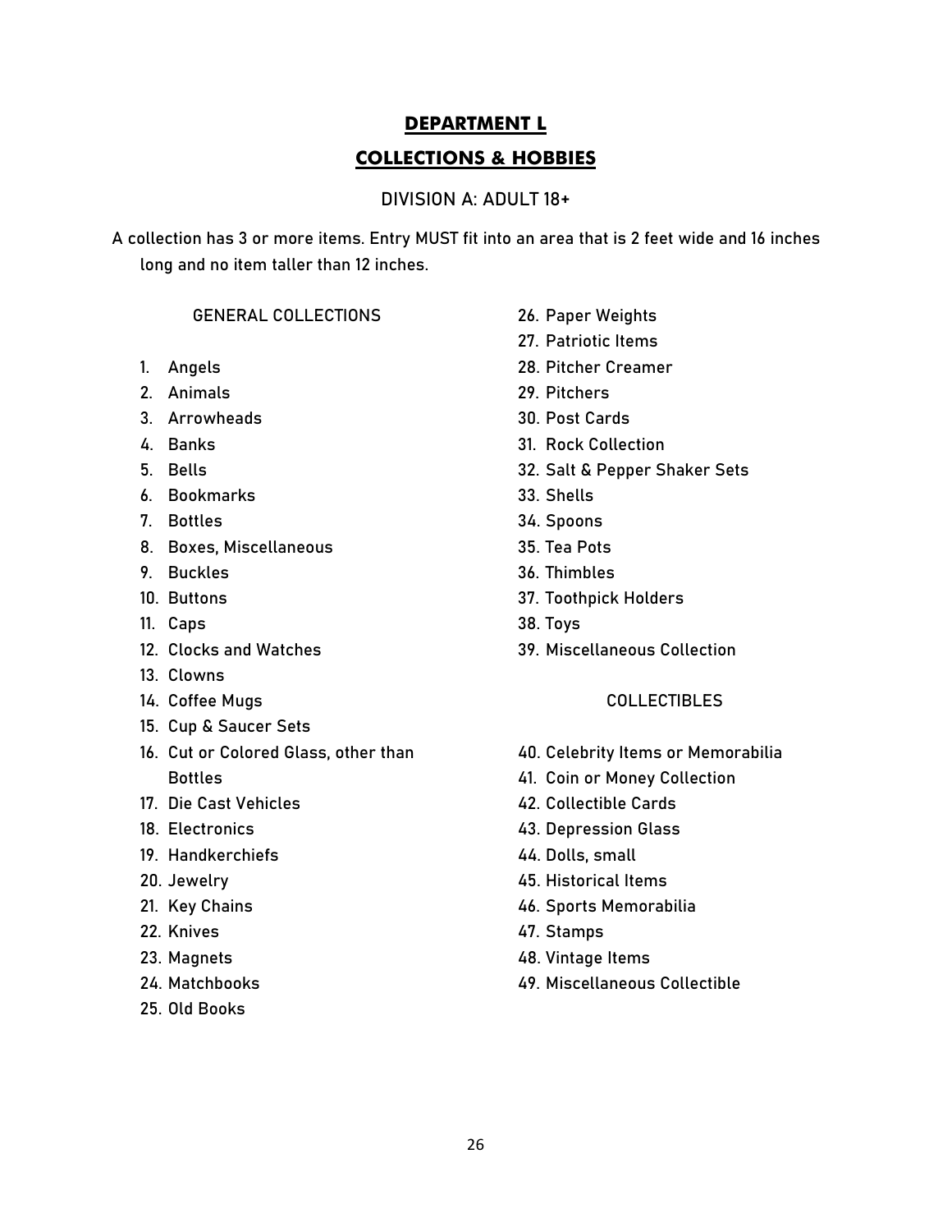# DEPARTMENT L

## COLLECTIONS & HOBBIES

### DIVISION A: ADULT 18+

A collection has 3 or more items. Entry MUST fit into an area that is 2 feet wide and 16 inches long and no item taller than 12 inches.

#### GENERAL COLLECTIONS

1. Angels
2. Animals
3. Arrowheads
4. Banks
5. Bells
6. Bookmarks
7. Bottles
8. Boxes, Miscellaneous
9. Buckles
10. Buttons
11. Caps
12. Clocks and Watches
13. Clowns
14. Coffee Mugs
15. Cup & Saucer Sets
16. Cut or Colored Glass, other than Bottles
17. Die Cast Vehicles
18. Electronics
19. Handkerchiefs
20. Jewelry
21. Key Chains
22. Knives
23. Magnets
24. Matchbooks
25. Old Books
26. Paper Weights
27. Patriotic Items
28. Pitcher Creamer
29. Pitchers
30. Post Cards
31. Rock Collection
32. Salt & Pepper Shaker Sets
33. Shells
34. Spoons
35. Tea Pots
36. Thimbles
37. Toothpick Holders
38. Toys
39. Miscellaneous Collection

#### COLLECTIBLES

40. Celebrity Items or Memorabilia
41. Coin or Money Collection
42. Collectible Cards
43. Depression Glass
44. Dolls, small
45. Historical Items
46. Sports Memorabilia
47. Stamps
48. Vintage Items
49. Miscellaneous Collectible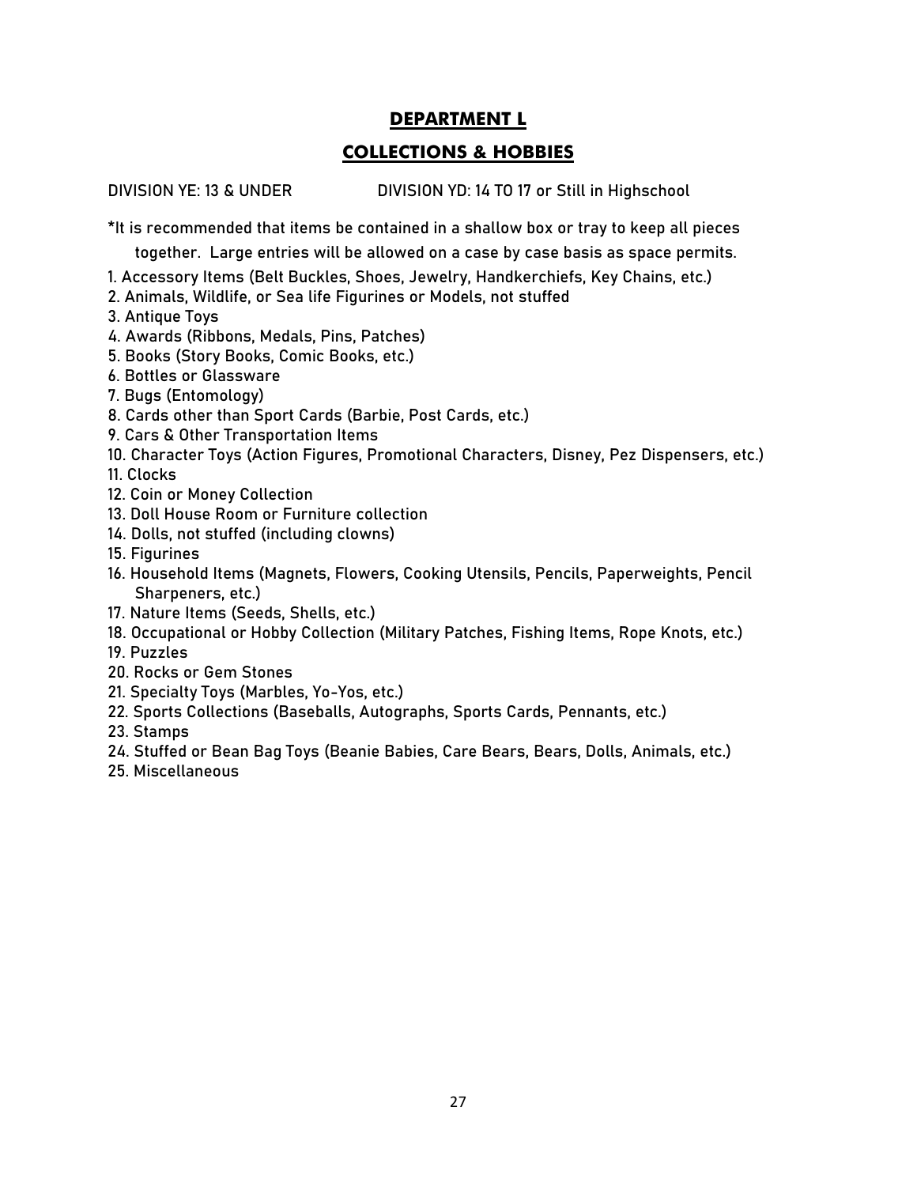# DEPARTMENT L

## COLLECTIONS & HOBBIES

DIVISION YE: 13 & UNDER DIVISION YD: 14 TO 17 or Still in Highschool

*It is recommended that items be contained in a shallow box or tray to keep all pieces together. Large entries will be allowed on a case by case basis as space permits.

1. Accessory Items (Belt Buckles, Shoes, Jewelry, Handkerchiefs, Key Chains, etc.)
2. Animals, Wildlife, or Sea life Figurines or Models, not stuffed
3. Antique Toys
4. Awards (Ribbons, Medals, Pins, Patches)
5. Books (Story Books, Comic Books, etc.)
6. Bottles or Glassware
7. Bugs (Entomology)
8. Cards other than Sport Cards (Barbie, Post Cards, etc.)
9. Cars & Other Transportation Items
10. Character Toys (Action Figures, Promotional Characters, Disney, Pez Dispensers, etc.)
11. Clocks
12. Coin or Money Collection
13. Doll House Room or Furniture collection
14. Dolls, not stuffed (including clowns)
15. Figurines
16. Household Items (Magnets, Flowers, Cooking Utensils, Pencils, Paperweights, Pencil Sharpeners, etc.)
17. Nature Items (Seeds, Shells, etc.)
18. Occupational or Hobby Collection (Military Patches, Fishing Items, Rope Knots, etc.)
19. Puzzles
20. Rocks or Gem Stones
21. Specialty Toys (Marbles, Yo-Yos, etc.)
22. Sports Collections (Baseballs, Autographs, Sports Cards, Pennants, etc.)
23. Stamps
24. Stuffed or Bean Bag Toys (Beanie Babies, Care Bears, Bears, Dolls, Animals, etc.)
25. Miscellaneous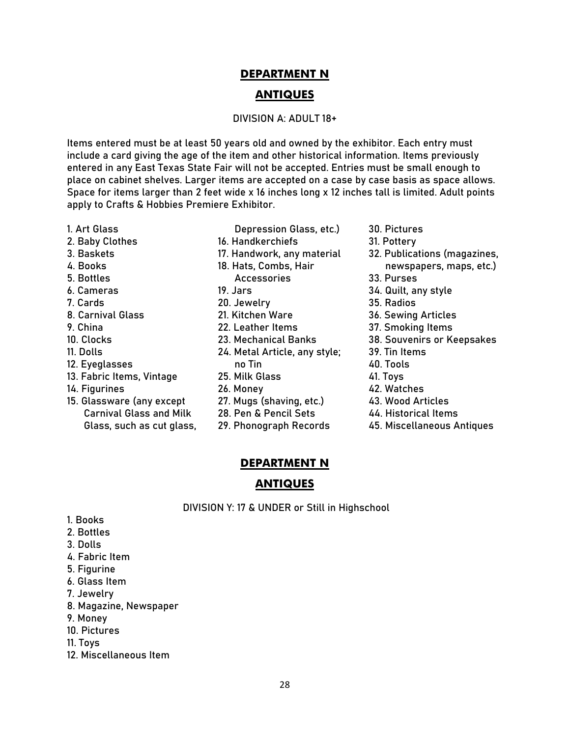## DEPARTMENT N

## ANTIQUES

DIVISION A: ADULT 18+

Items entered must be at least 50 years old and owned by the exhibitor. Each entry must include a card giving the age of the item and other historical information. Items previously entered in any East Texas State Fair will not be accepted. Entries must be small enough to place on cabinet shelves. Larger items are accepted on a case by case basis as space allows. Space for items larger than 2 feet wide x 16 inches long x 12 inches tall is limited. Adult points apply to Crafts & Hobbies Premiere Exhibitor.

1. Art Glass
2. Baby Clothes
3. Baskets
4. Books
5. Bottles
6. Cameras
7. Cards
8. Carnival Glass
9. China
10. Clocks
11. Dolls
12. Eyeglasses
13. Fabric Items, Vintage
14. Figurines
15. Glassware (any except Carnival Glass and Milk Glass, such as cut glass, Depression Glass, etc.)
16. Handkerchiefs
17. Handwork, any material
18. Hats, Combs, Hair Accessories
19. Jars
20. Jewelry
21. Kitchen Ware
22. Leather Items
23. Mechanical Banks
24. Metal Article, any style; no Tin
25. Milk Glass
26. Money
27. Mugs (shaving, etc.)
28. Pen & Pencil Sets
29. Phonograph Records
30. Pictures
31. Pottery
32. Publications (magazines, newspapers, maps, etc.)
33. Purses
34. Quilt, any style
35. Radios
36. Sewing Articles
37. Smoking Items
38. Souvenirs or Keepsakes
39. Tin Items
40. Tools
41. Toys
42. Watches
43. Wood Articles
44. Historical Items
45. Miscellaneous Antiques

## DEPARTMENT N

## ANTIQUES

DIVISION Y: 17 & UNDER or Still in Highschool

1. Books
2. Bottles
3. Dolls
4. Fabric Item
5. Figurine
6. Glass Item
7. Jewelry
8. Magazine, Newspaper
9. Money
10. Pictures
11. Toys
12. Miscellaneous Item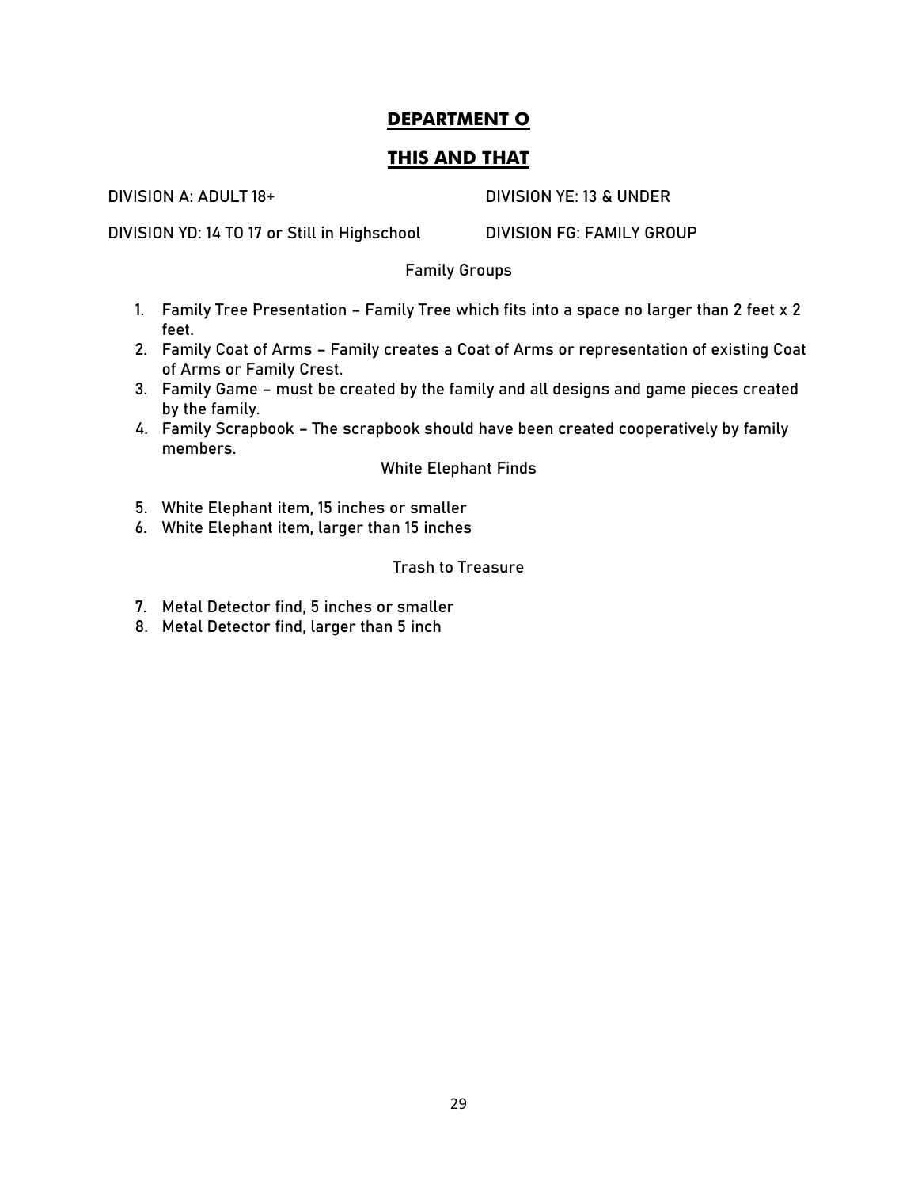# DEPARTMENT O

## THIS AND THAT

DIVISION A: ADULT 18+

DIVISION YE: 13 & UNDER

DIVISION YD: 14 TO 17 or Still in Highschool

DIVISION FG: FAMILY GROUP

### Family Groups

1. Family Tree Presentation – Family Tree which fits into a space no larger than 2 feet x 2 feet.
2. Family Coat of Arms – Family creates a Coat of Arms or representation of existing Coat of Arms or Family Crest.
3. Family Game – must be created by the family and all designs and game pieces created by the family.
4. Family Scrapbook – The scrapbook should have been created cooperatively by family members.

### White Elephant Finds

5. White Elephant item, 15 inches or smaller
6. White Elephant item, larger than 15 inches

### Trash to Treasure

7. Metal Detector find, 5 inches or smaller
8. Metal Detector find, larger than 5 inch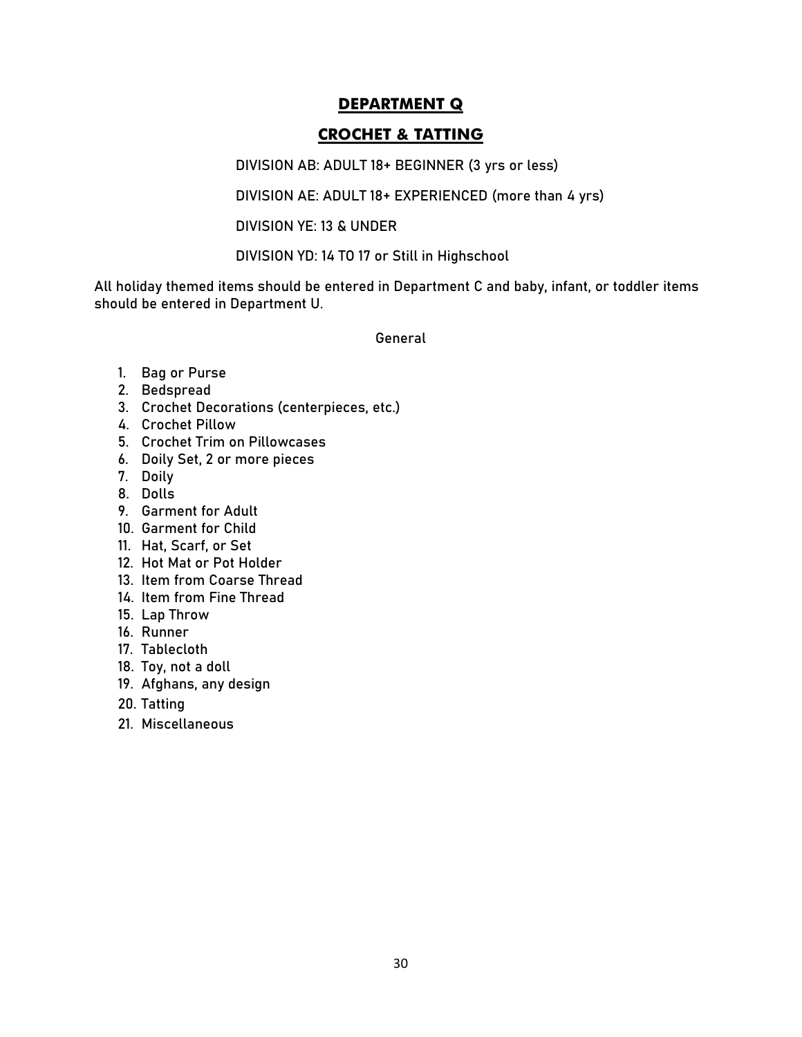# DEPARTMENT Q

## CROCHET & TATTING

DIVISION AB: ADULT 18+ BEGINNER (3 yrs or less)

DIVISION AE: ADULT 18+ EXPERIENCED (more than 4 yrs)

DIVISION YE: 13 & UNDER

DIVISION YD: 14 TO 17 or Still in Highschool

All holiday themed items should be entered in Department C and baby, infant, or toddler items should be entered in Department U.

General

1. Bag or Purse
2. Bedspread
3. Crochet Decorations (centerpieces, etc.)
4. Crochet Pillow
5. Crochet Trim on Pillowcases
6. Doily Set, 2 or more pieces
7. Doily
8. Dolls
9. Garment for Adult
10. Garment for Child
11. Hat, Scarf, or Set
12. Hot Mat or Pot Holder
13. Item from Coarse Thread
14. Item from Fine Thread
15. Lap Throw
16. Runner
17. Tablecloth
18. Toy, not a doll
19. Afghans, any design
20. Tatting
21. Miscellaneous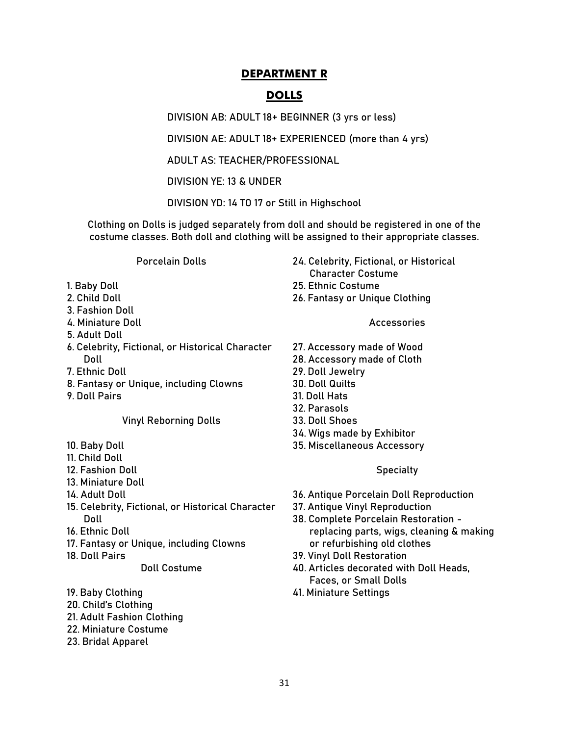# DEPARTMENT R

## DOLLS

DIVISION AB: ADULT 18+ BEGINNER (3 yrs or less)

DIVISION AE: ADULT 18+ EXPERIENCED (more than 4 yrs)

ADULT AS: TEACHER/PROFESSIONAL

DIVISION YE: 13 & UNDER

DIVISION YD: 14 TO 17 or Still in Highschool

Clothing on Dolls is judged separately from doll and should be registered in one of the costume classes. Both doll and clothing will be assigned to their appropriate classes.

### Porcelain Dolls

1. Baby Doll
2. Child Doll
3. Fashion Doll
4. Miniature Doll
5. Adult Doll
6. Celebrity, Fictional, or Historical Character Doll
7. Ethnic Doll
8. Fantasy or Unique, including Clowns
9. Doll Pairs

### Vinyl Reborning Dolls

10. Baby Doll
11. Child Doll
12. Fashion Doll
13. Miniature Doll
14. Adult Doll
15. Celebrity, Fictional, or Historical Character Doll
16. Ethnic Doll
17. Fantasy or Unique, including Clowns
18. Doll Pairs

### Doll Costume

19. Baby Clothing
20. Child's Clothing
21. Adult Fashion Clothing
22. Miniature Costume
23. Bridal Apparel
24. Celebrity, Fictional, or Historical Character Costume
25. Ethnic Costume
26. Fantasy or Unique Clothing

### Accessories

27. Accessory made of Wood
28. Accessory made of Cloth
29. Doll Jewelry
30. Doll Quilts
31. Doll Hats
32. Parasols
33. Doll Shoes
34. Wigs made by Exhibitor
35. Miscellaneous Accessory

### Specialty

36. Antique Porcelain Doll Reproduction
37. Antique Vinyl Reproduction
38. Complete Porcelain Restoration - replacing parts, wigs, cleaning & making or refurbishing old clothes
39. Vinyl Doll Restoration
40. Articles decorated with Doll Heads, Faces, or Small Dolls
41. Miniature Settings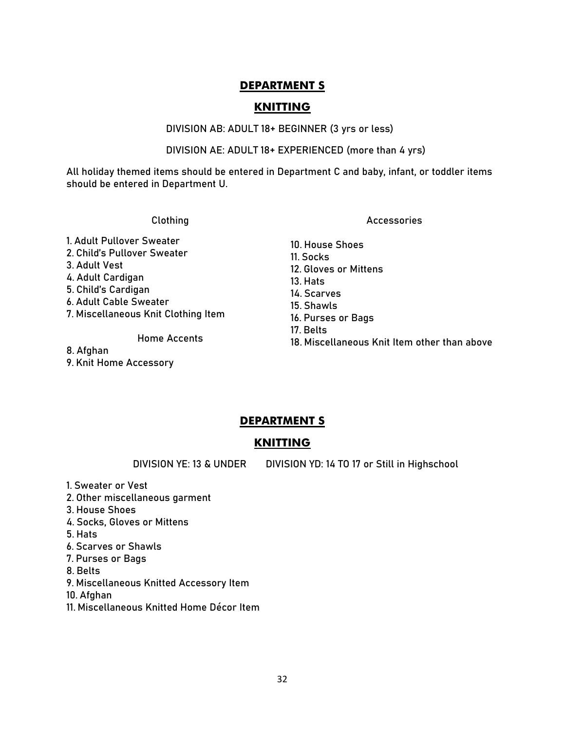## DEPARTMENT S

## KNITTING

DIVISION AB: ADULT 18+ BEGINNER (3 yrs or less)

DIVISION AE: ADULT 18+ EXPERIENCED (more than 4 yrs)

All holiday themed items should be entered in Department C and baby, infant, or toddler items should be entered in Department U.

Clothing

1. Adult Pullover Sweater
2. Child's Pullover Sweater
3. Adult Vest
4. Adult Cardigan
5. Child's Cardigan
6. Adult Cable Sweater
7. Miscellaneous Knit Clothing Item

Home Accents

8. Afghan
9. Knit Home Accessory

Accessories

10. House Shoes
11. Socks
12. Gloves or Mittens
13. Hats
14. Scarves
15. Shawls
16. Purses or Bags
17. Belts
18. Miscellaneous Knit Item other than above

## DEPARTMENT S

## KNITTING

DIVISION YE: 13 & UNDER DIVISION YD: 14 TO 17 or Still in Highschool

1. Sweater or Vest
2. Other miscellaneous garment
3. House Shoes
4. Socks, Gloves or Mittens
5. Hats
6. Scarves or Shawls
7. Purses or Bags
8. Belts
9. Miscellaneous Knitted Accessory Item
10. Afghan
11. Miscellaneous Knitted Home Décor Item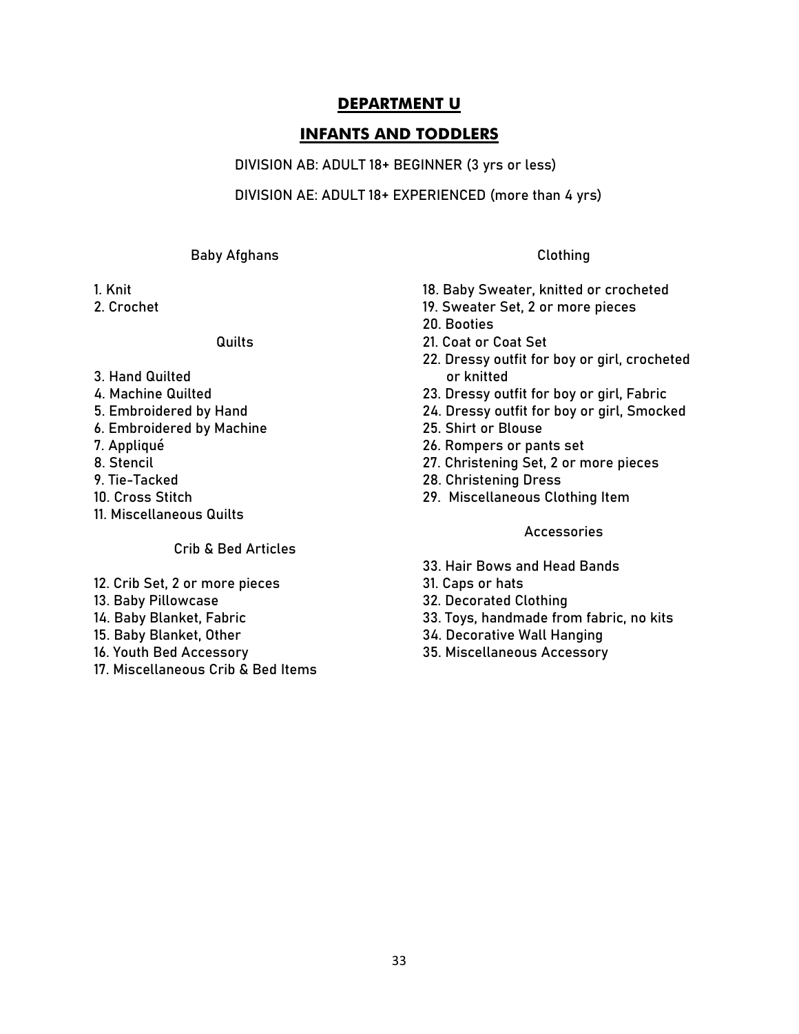# DEPARTMENT U

## INFANTS AND TODDLERS

DIVISION AB: ADULT 18+ BEGINNER (3 yrs or less)

DIVISION AE: ADULT 18+ EXPERIENCED (more than 4 yrs)

### Baby Afghans

1. Knit
2. Crochet

### Quilts

3. Hand Quilted
4. Machine Quilted
5. Embroidered by Hand
6. Embroidered by Machine
7. Appliqué
8. Stencil
9. Tie-Tacked
10. Cross Stitch
11. Miscellaneous Quilts

### Crib & Bed Articles

12. Crib Set, 2 or more pieces
13. Baby Pillowcase
14. Baby Blanket, Fabric
15. Baby Blanket, Other
16. Youth Bed Accessory
17. Miscellaneous Crib & Bed Items

### Clothing

18. Baby Sweater, knitted or crocheted
19. Sweater Set, 2 or more pieces
20. Booties
21. Coat or Coat Set
22. Dressy outfit for boy or girl, crocheted or knitted
23. Dressy outfit for boy or girl, Fabric
24. Dressy outfit for boy or girl, Smocked
25. Shirt or Blouse
26. Rompers or pants set
27. Christening Set, 2 or more pieces
28. Christening Dress
29. Miscellaneous Clothing Item

### Accessories

33. Hair Bows and Head Bands
31. Caps or hats
32. Decorated Clothing
33. Toys, handmade from fabric, no kits
34. Decorative Wall Hanging
35. Miscellaneous Accessory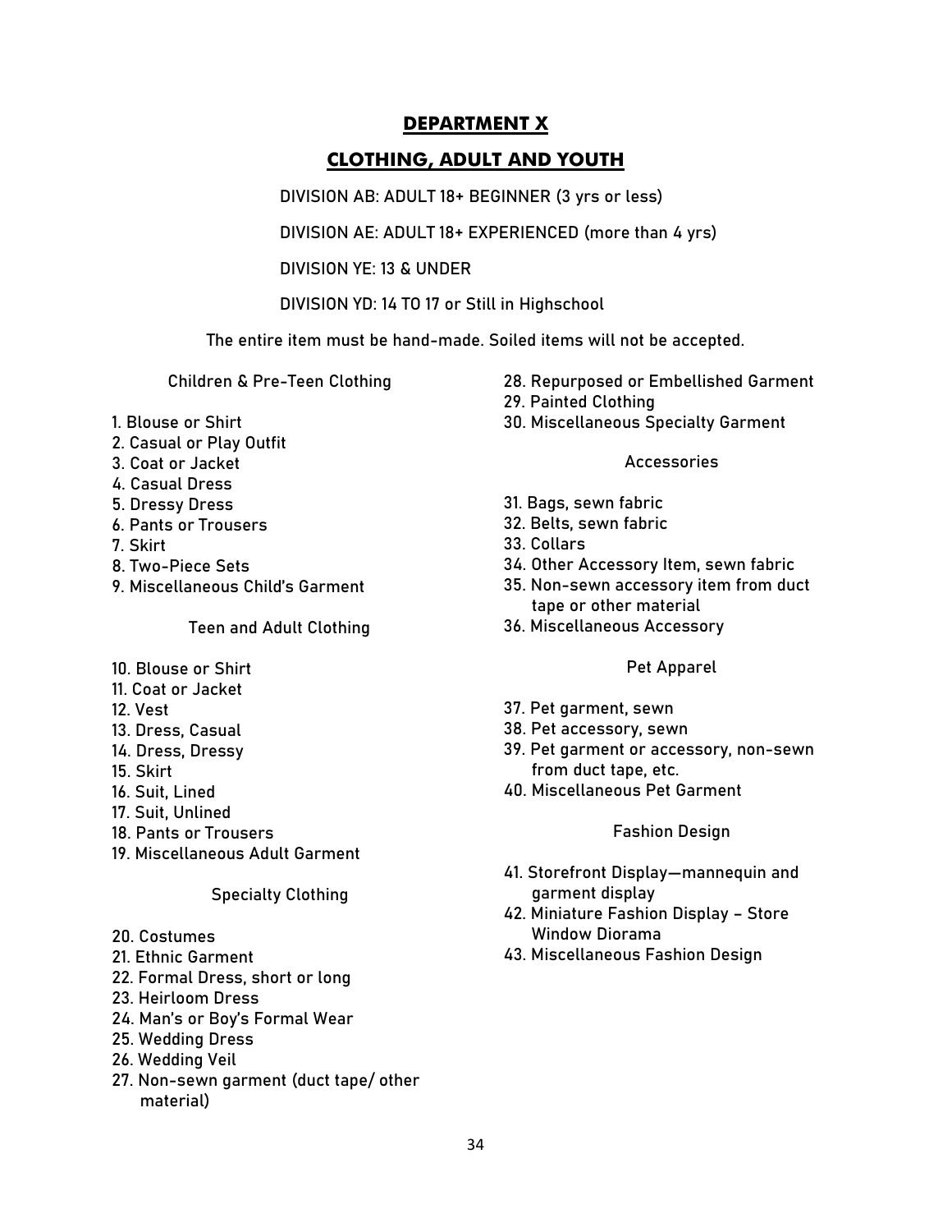# DEPARTMENT X

## CLOTHING, ADULT AND YOUTH

DIVISION AB: ADULT 18+ BEGINNER (3 yrs or less)

DIVISION AE: ADULT 18+ EXPERIENCED (more than 4 yrs)

DIVISION YE: 13 & UNDER

DIVISION YD: 14 TO 17 or Still in Highschool

The entire item must be hand-made. Soiled items will not be accepted.

### Children & Pre-Teen Clothing

1. Blouse or Shirt
2. Casual or Play Outfit
3. Coat or Jacket
4. Casual Dress
5. Dressy Dress
6. Pants or Trousers
7. Skirt
8. Two-Piece Sets
9. Miscellaneous Child's Garment

### Teen and Adult Clothing

10. Blouse or Shirt
11. Coat or Jacket
12. Vest
13. Dress, Casual
14. Dress, Dressy
15. Skirt
16. Suit, Lined
17. Suit, Unlined
18. Pants or Trousers
19. Miscellaneous Adult Garment

### Specialty Clothing

20. Costumes
21. Ethnic Garment
22. Formal Dress, short or long
23. Heirloom Dress
24. Man's or Boy's Formal Wear
25. Wedding Dress
26. Wedding Veil
27. Non-sewn garment (duct tape/ other material)
28. Repurposed or Embellished Garment
29. Painted Clothing
30. Miscellaneous Specialty Garment

### Accessories

31. Bags, sewn fabric
32. Belts, sewn fabric
33. Collars
34. Other Accessory Item, sewn fabric
35. Non-sewn accessory item from duct tape or other material
36. Miscellaneous Accessory

### Pet Apparel

37. Pet garment, sewn
38. Pet accessory, sewn
39. Pet garment or accessory, non-sewn from duct tape, etc.
40. Miscellaneous Pet Garment

### Fashion Design

41. Storefront Display—mannequin and garment display
42. Miniature Fashion Display – Store Window Diorama
43. Miscellaneous Fashion Design